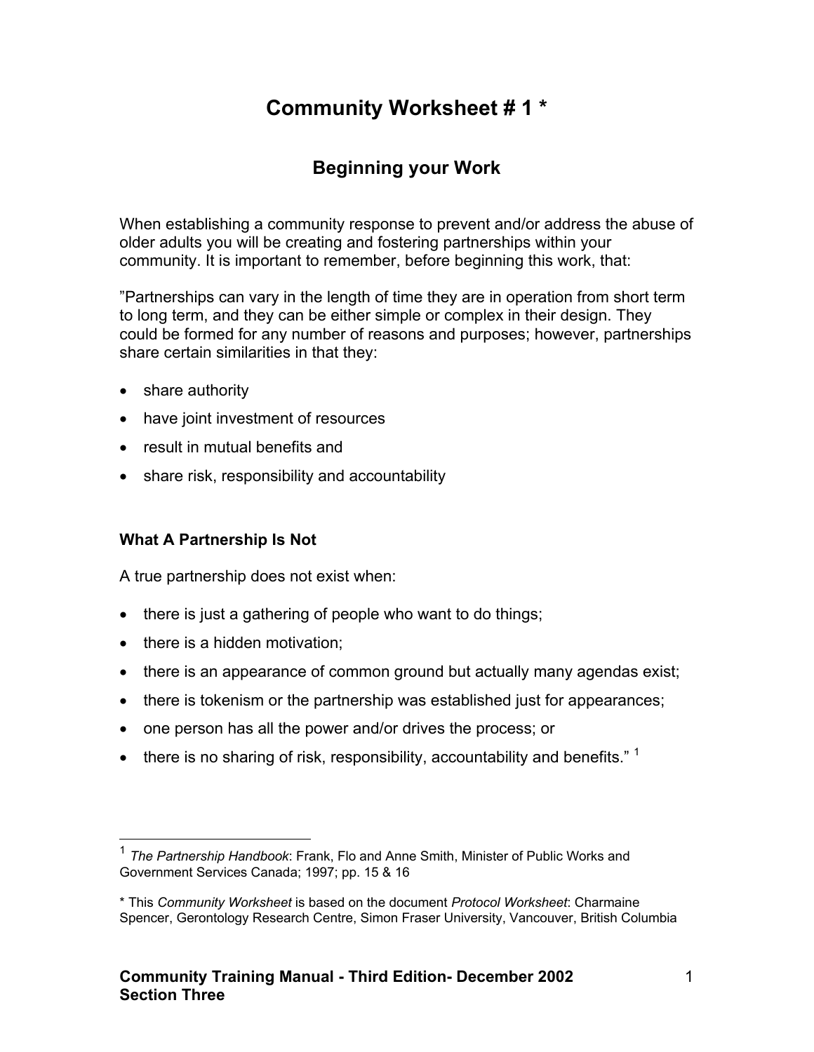# Community Worksheet # 1 *

## Beginning your Work

When establishing a community response to prevent and/or address the abuse of older adults you will be creating and fostering partnerships within your community. It is important to remember, before beginning this work, that:

"Partnerships can vary in the length of time they are in operation from short term to long term, and they can be either simple or complex in their design. They could be formed for any number of reasons and purposes; however, partnerships share certain similarities in that they:

- share authority
- have joint investment of resources
- result in mutual benefits and
- share risk, responsibility and accountability

### What A Partnership Is Not

A true partnership does not exist when:

- there is just a gathering of people who want to do things;
- there is a hidden motivation;
- there is an appearance of common ground but actually many agendas exist;
- there is tokenism or the partnership was established just for appearances;
- one person has all the power and/or drives the process; or
- there is no sharing of risk, responsibility, accountability and benefits." [1]

---

[1] *The Partnership Handbook*: Frank, Flo and Anne Smith, Minister of Public Works and Government Services Canada; 1997; pp. 15 & 16

* This *Community Worksheet* is based on the document *Protocol Worksheet*: Charmaine Spencer, Gerontology Research Centre, Simon Fraser University, Vancouver, British Columbia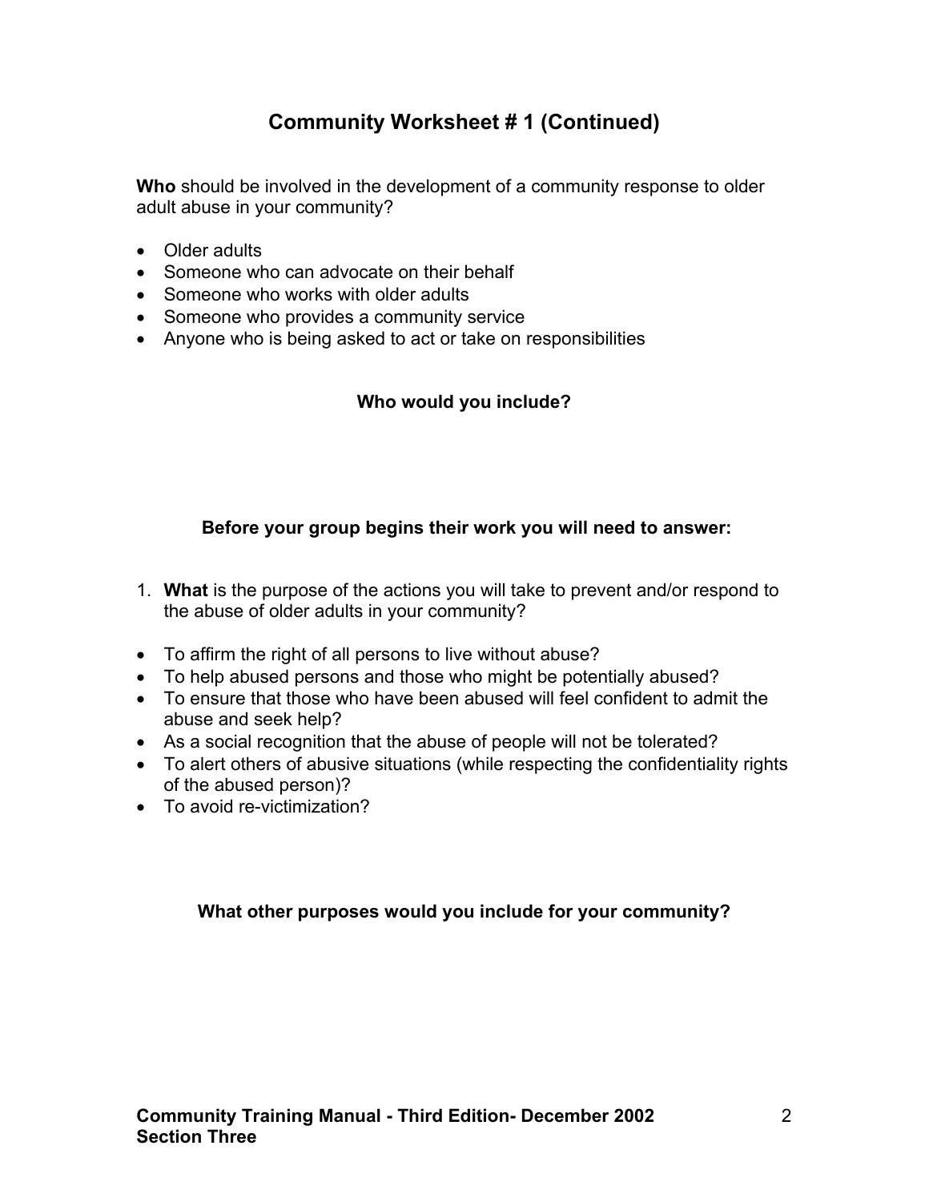## Community Worksheet # 1 (Continued)

**Who** should be involved in the development of a community response to older adult abuse in your community?

- Older adults
- Someone who can advocate on their behalf
- Someone who works with older adults
- Someone who provides a community service
- Anyone who is being asked to act or take on responsibilities

**Who would you include?**

**Before your group begins their work you will need to answer:**

1. **What** is the purpose of the actions you will take to prevent and/or respond to the abuse of older adults in your community?

- To affirm the right of all persons to live without abuse?
- To help abused persons and those who might be potentially abused?
- To ensure that those who have been abused will feel confident to admit the abuse and seek help?
- As a social recognition that the abuse of people will not be tolerated?
- To alert others of abusive situations (while respecting the confidentiality rights of the abused person)?
- To avoid re-victimization?

**What other purposes would you include for your community?**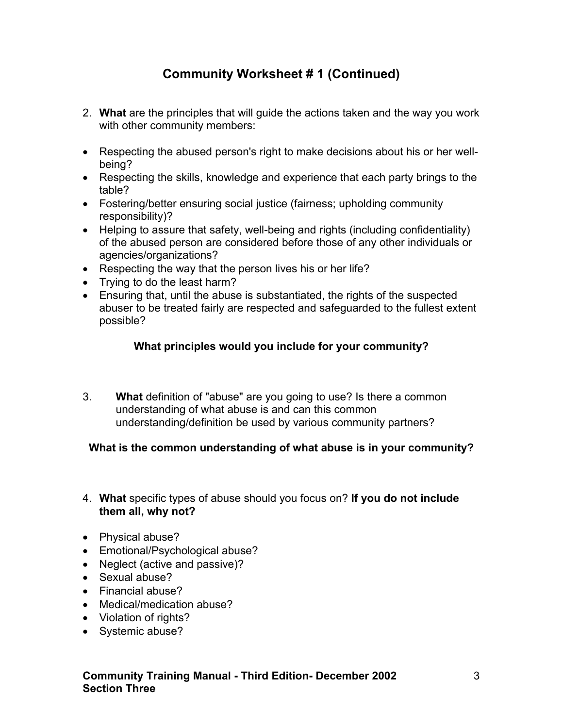## Community Worksheet # 1 (Continued)

2. **What** are the principles that will guide the actions taken and the way you work with other community members:

- Respecting the abused person's right to make decisions about his or her well-being?
- Respecting the skills, knowledge and experience that each party brings to the table?
- Fostering/better ensuring social justice (fairness; upholding community responsibility)?
- Helping to assure that safety, well-being and rights (including confidentiality) of the abused person are considered before those of any other individuals or agencies/organizations?
- Respecting the way that the person lives his or her life?
- Trying to do the least harm?
- Ensuring that, until the abuse is substantiated, the rights of the suspected abuser to be treated fairly are respected and safeguarded to the fullest extent possible?

**What principles would you include for your community?**

3. **What** definition of "abuse" are you going to use? Is there a common understanding of what abuse is and can this common understanding/definition be used by various community partners?

**What is the common understanding of what abuse is in your community?**

4. **What** specific types of abuse should you focus on? **If you do not include them all, why not?**

- Physical abuse?
- Emotional/Psychological abuse?
- Neglect (active and passive)?
- Sexual abuse?
- Financial abuse?
- Medical/medication abuse?
- Violation of rights?
- Systemic abuse?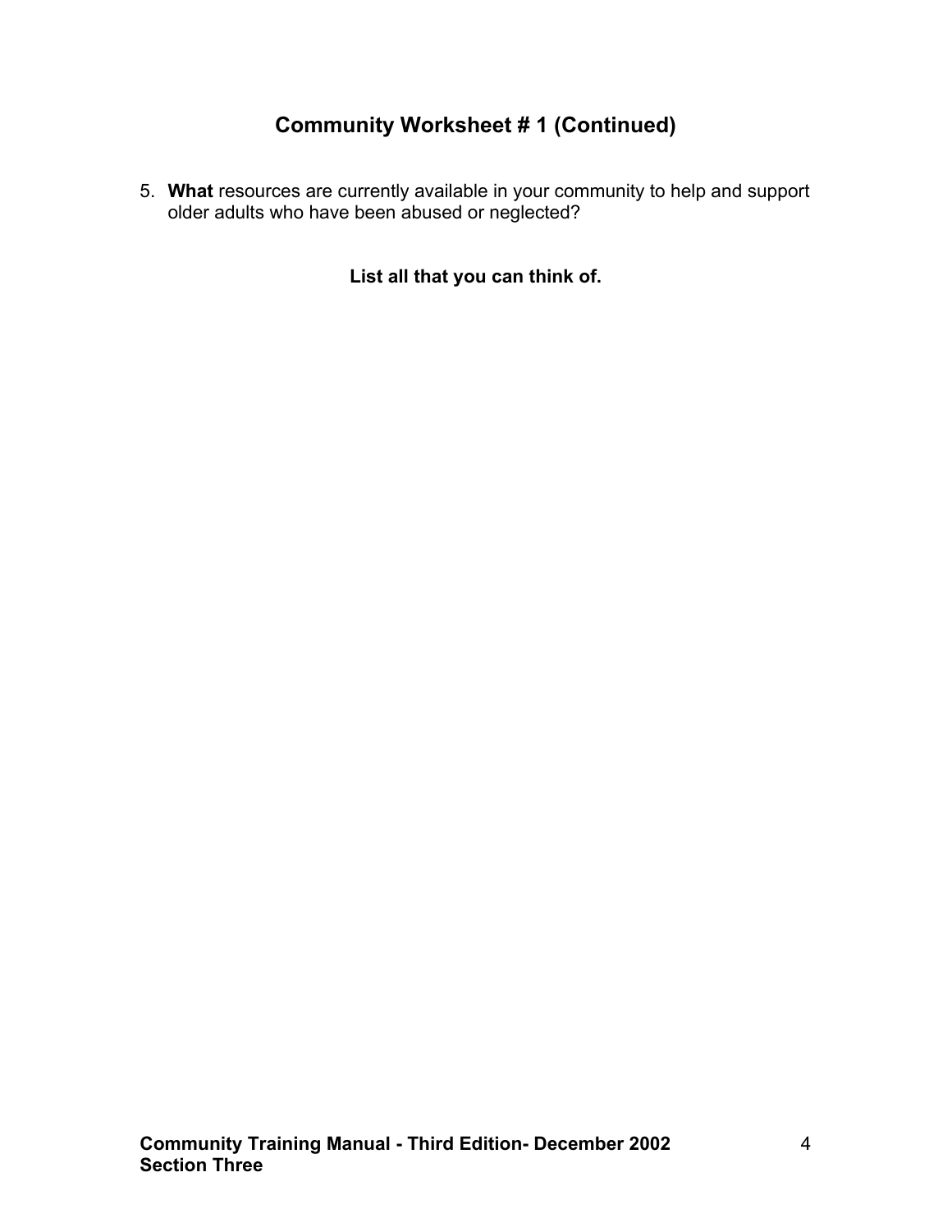## Community Worksheet # 1 (Continued)

5. **What** resources are currently available in your community to help and support older adults who have been abused or neglected?

**List all that you can think of.**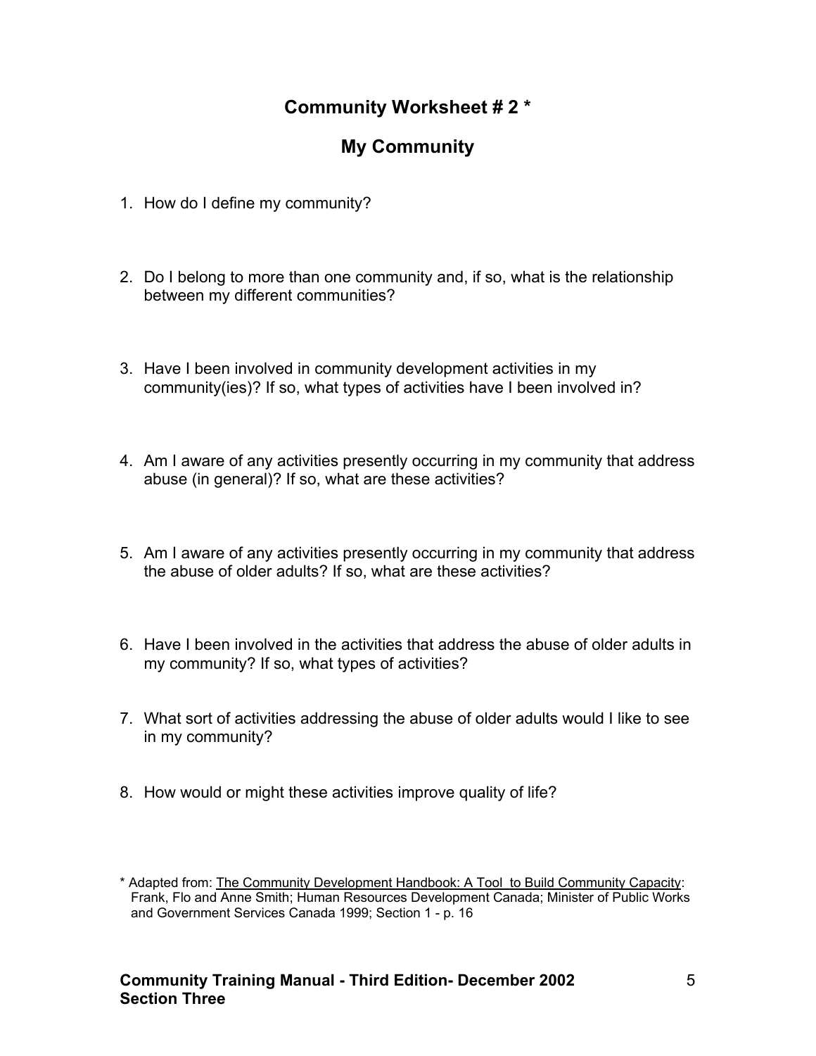## Community Worksheet # 2 *

## My Community

1. How do I define my community?

2. Do I belong to more than one community and, if so, what is the relationship between my different communities?

3. Have I been involved in community development activities in my community(ies)? If so, what types of activities have I been involved in?

4. Am I aware of any activities presently occurring in my community that address abuse (in general)? If so, what are these activities?

5. Am I aware of any activities presently occurring in my community that address the abuse of older adults? If so, what are these activities?

6. Have I been involved in the activities that address the abuse of older adults in my community? If so, what types of activities?

7. What sort of activities addressing the abuse of older adults would I like to see in my community?

8. How would or might these activities improve quality of life?

* Adapted from: The Community Development Handbook: A Tool to Build Community Capacity: Frank, Flo and Anne Smith; Human Resources Development Canada; Minister of Public Works and Government Services Canada 1999; Section 1 - p. 16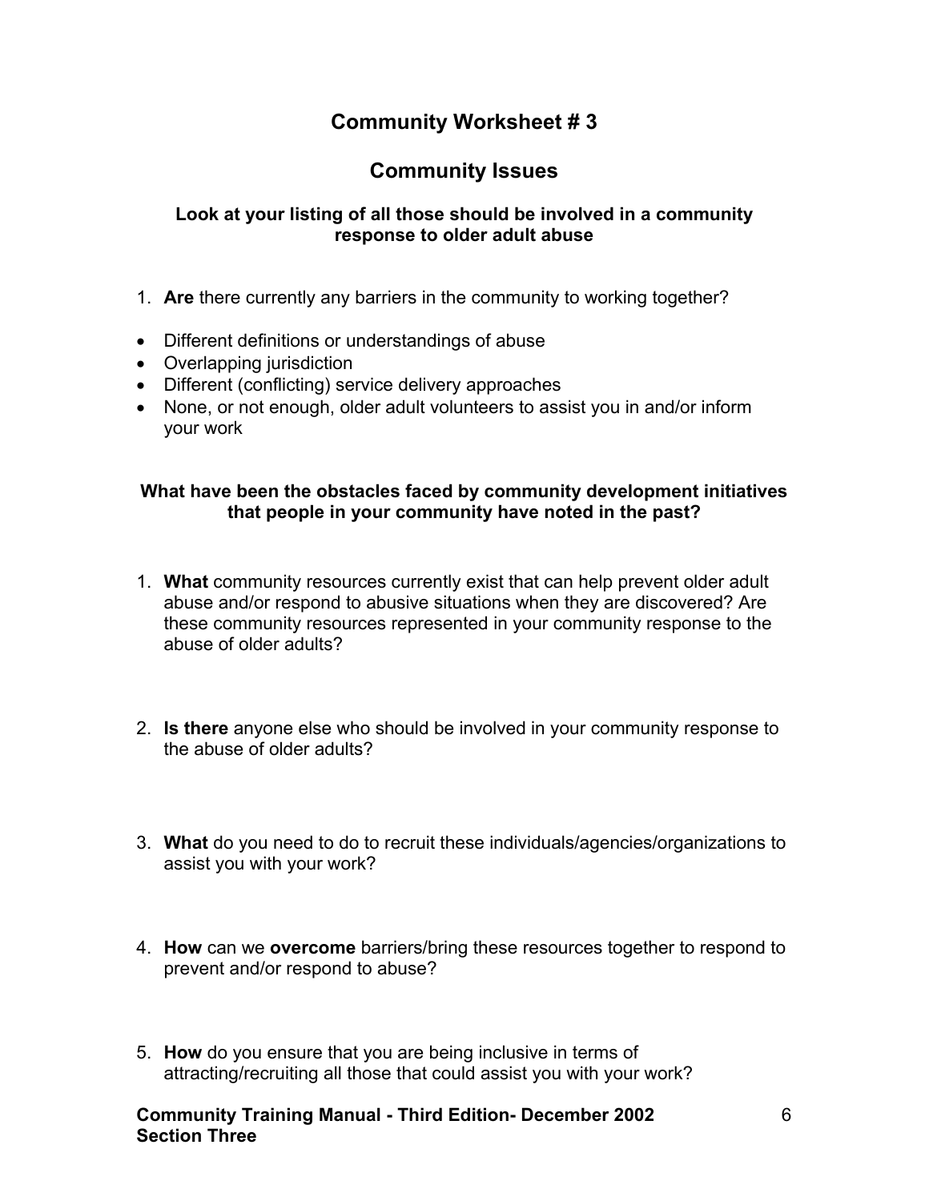# Community Worksheet # 3

## Community Issues

### Look at your listing of all those should be involved in a community response to older adult abuse

1. **Are** there currently any barriers in the community to working together?

- Different definitions or understandings of abuse
- Overlapping jurisdiction
- Different (conflicting) service delivery approaches
- None, or not enough, older adult volunteers to assist you in and/or inform your work

### What have been the obstacles faced by community development initiatives that people in your community have noted in the past?

1. **What** community resources currently exist that can help prevent older adult abuse and/or respond to abusive situations when they are discovered? Are these community resources represented in your community response to the abuse of older adults?

2. **Is there** anyone else who should be involved in your community response to the abuse of older adults?

3. **What** do you need to do to recruit these individuals/agencies/organizations to assist you with your work?

4. **How** can we **overcome** barriers/bring these resources together to respond to prevent and/or respond to abuse?

5. **How** do you ensure that you are being inclusive in terms of attracting/recruiting all those that could assist you with your work?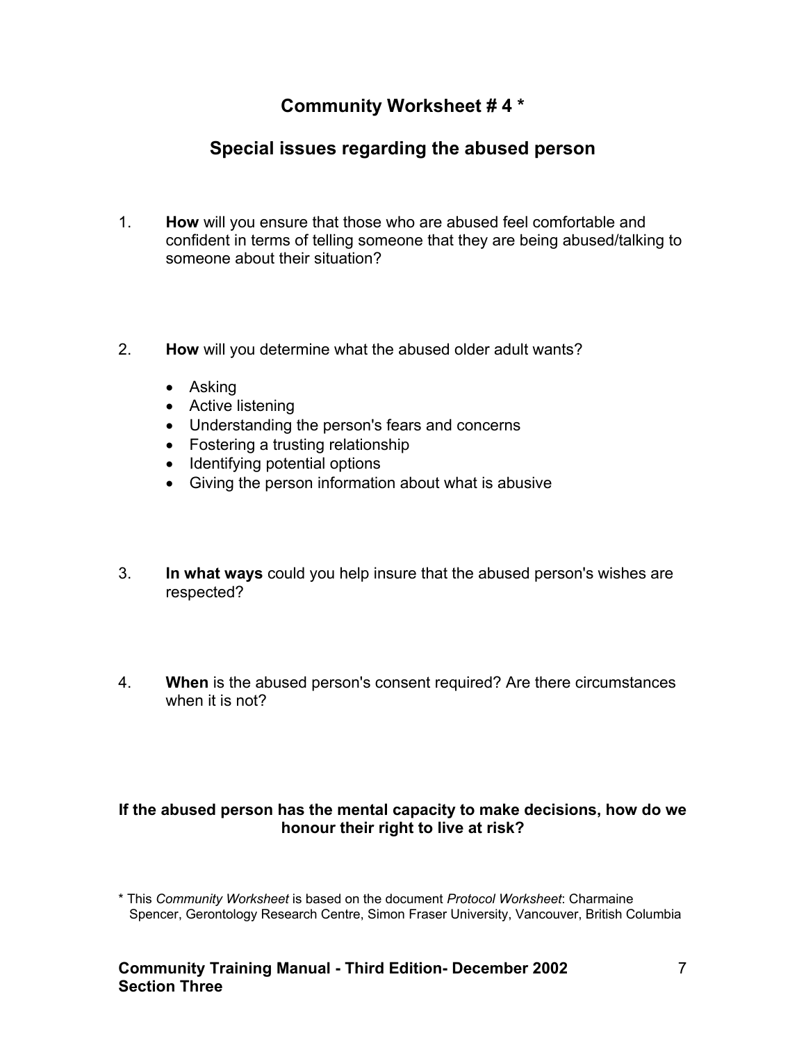## Community Worksheet # 4 *

## Special issues regarding the abused person

1. **How** will you ensure that those who are abused feel comfortable and confident in terms of telling someone that they are being abused/talking to someone about their situation?

2. **How** will you determine what the abused older adult wants?

   - Asking
   - Active listening
   - Understanding the person's fears and concerns
   - Fostering a trusting relationship
   - Identifying potential options
   - Giving the person information about what is abusive

3. **In what ways** could you help insure that the abused person's wishes are respected?

4. **When** is the abused person's consent required? Are there circumstances when it is not?

**If the abused person has the mental capacity to make decisions, how do we honour their right to live at risk?**

* This *Community Worksheet* is based on the document *Protocol Worksheet*: Charmaine Spencer, Gerontology Research Centre, Simon Fraser University, Vancouver, British Columbia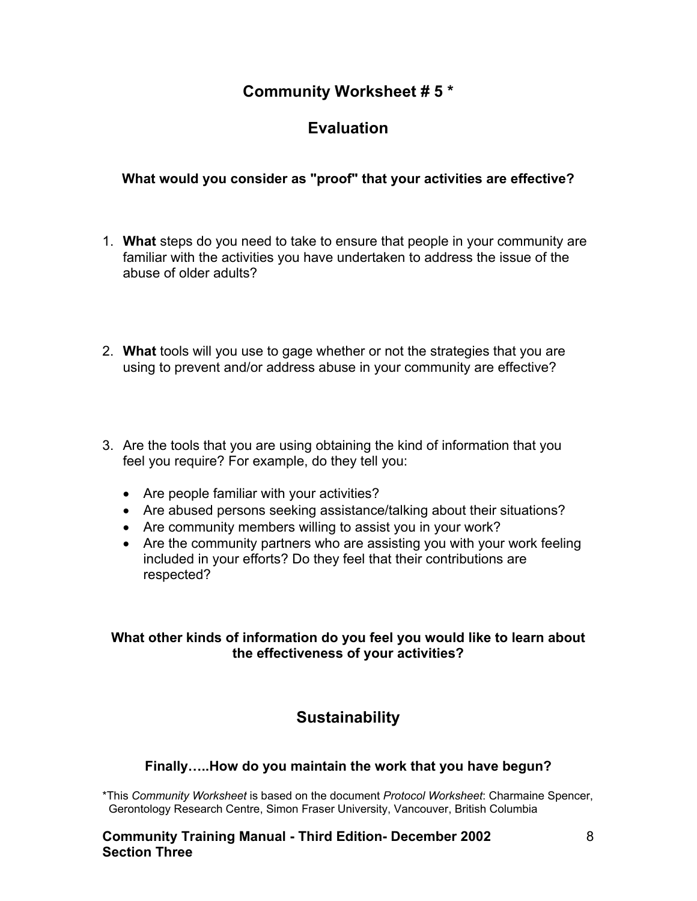## Community Worksheet # 5 *

## Evaluation

**What would you consider as "proof" that your activities are effective?**

1. **What** steps do you need to take to ensure that people in your community are familiar with the activities you have undertaken to address the issue of the abuse of older adults?

2. **What** tools will you use to gage whether or not the strategies that you are using to prevent and/or address abuse in your community are effective?

3. Are the tools that you are using obtaining the kind of information that you feel you require? For example, do they tell you:
   - Are people familiar with your activities?
   - Are abused persons seeking assistance/talking about their situations?
   - Are community members willing to assist you in your work?
   - Are the community partners who are assisting you with your work feeling included in your efforts? Do they feel that their contributions are respected?

**What other kinds of information do you feel you would like to learn about the effectiveness of your activities?**

## Sustainability

**Finally…..How do you maintain the work that you have begun?**

*This *Community Worksheet* is based on the document *Protocol Worksheet*: Charmaine Spencer, Gerontology Research Centre, Simon Fraser University, Vancouver, British Columbia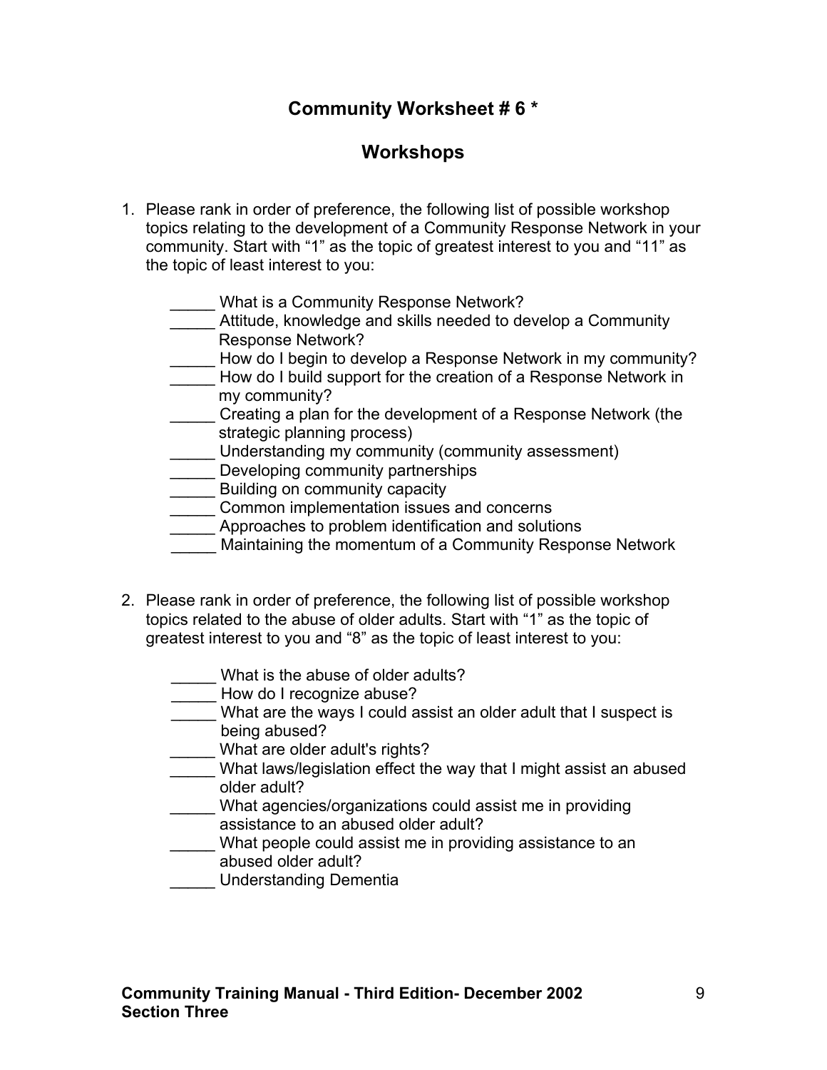# Community Worksheet # 6 *

## Workshops

1. Please rank in order of preference, the following list of possible workshop topics relating to the development of a Community Response Network in your community. Start with "1" as the topic of greatest interest to you and "11" as the topic of least interest to you:

   _____ What is a Community Response Network?
   _____ Attitude, knowledge and skills needed to develop a Community Response Network?
   _____ How do I begin to develop a Response Network in my community?
   _____ How do I build support for the creation of a Response Network in my community?
   _____ Creating a plan for the development of a Response Network (the strategic planning process)
   _____ Understanding my community (community assessment)
   _____ Developing community partnerships
   _____ Building on community capacity
   _____ Common implementation issues and concerns
   _____ Approaches to problem identification and solutions
   _____ Maintaining the momentum of a Community Response Network

2. Please rank in order of preference, the following list of possible workshop topics related to the abuse of older adults. Start with "1" as the topic of greatest interest to you and "8" as the topic of least interest to you:

   _____ What is the abuse of older adults?
   _____ How do I recognize abuse?
   _____ What are the ways I could assist an older adult that I suspect is being abused?
   _____ What are older adult's rights?
   _____ What laws/legislation effect the way that I might assist an abused older adult?
   _____ What agencies/organizations could assist me in providing assistance to an abused older adult?
   _____ What people could assist me in providing assistance to an abused older adult?
   _____ Understanding Dementia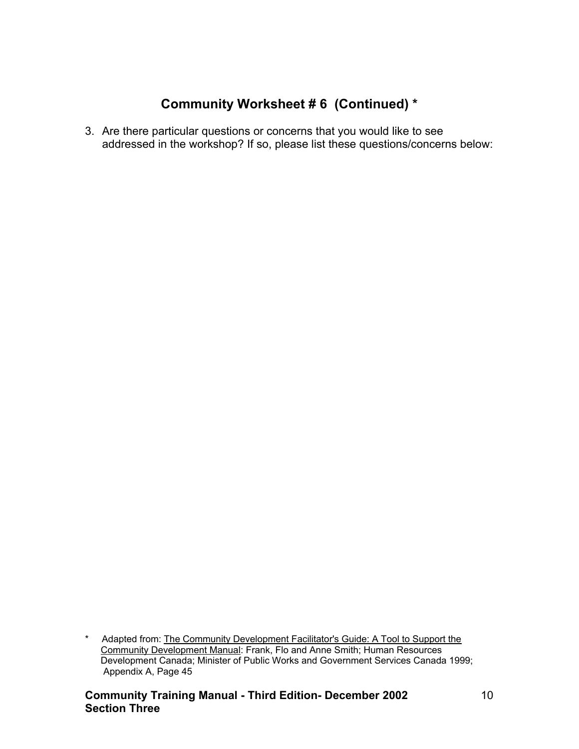## Community Worksheet # 6 (Continued) *

3. Are there particular questions or concerns that you would like to see addressed in the workshop? If so, please list these questions/concerns below:

\* Adapted from: The Community Development Facilitator's Guide: A Tool to Support the Community Development Manual: Frank, Flo and Anne Smith; Human Resources Development Canada; Minister of Public Works and Government Services Canada 1999; Appendix A, Page 45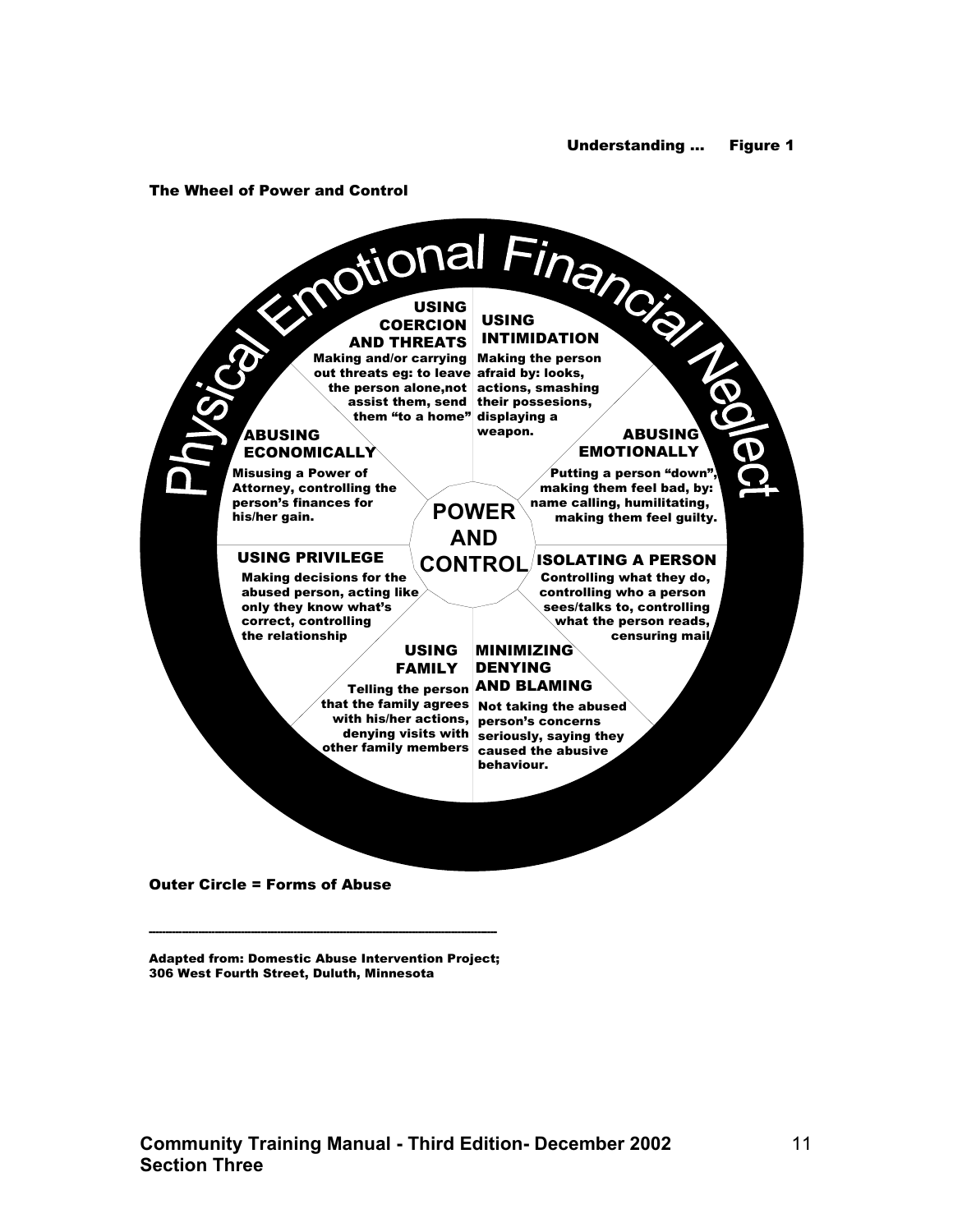**Understanding … Figure 1**

**The Wheel of Power and Control**

Physical Emotional Financial Neglect

**USING COERCION AND THREATS**
Making and/or carrying out threats eg: to leave the person alone,not assist them, send them "to a home"

**USING INTIMIDATION**
Making the person afraid by: looks, actions, smashing their possesions, displaying a weapon.

**ABUSING EMOTIONALLY**
Putting a person "down", making them feel bad, by: name calling, humilitating, making them feel guilty.

**ISOLATING A PERSON**
Controlling what they do, controlling who a person sees/talks to, controlling what the person reads, censuring mail

**MINIMIZING DENYING AND BLAMING**
Not taking the abused person's concerns seriously, saying they caused the abusive behaviour.

**USING FAMILY**
Telling the person that the family agrees with his/her actions, denying visits with other family members

**USING PRIVILEGE**
Making decisions for the abused person, acting like only they know what's correct, controlling the relationship

**ABUSING ECONOMICALLY**
Misusing a Power of Attorney, controlling the person's finances for his/her gain.

**POWER AND CONTROL**

**Outer Circle = Forms of Abuse**

---

**Adapted from: Domestic Abuse Intervention Project; 306 West Fourth Street, Duluth, Minnesota**

**Community Training Manual - Third Edition- December 2002**
**Section Three**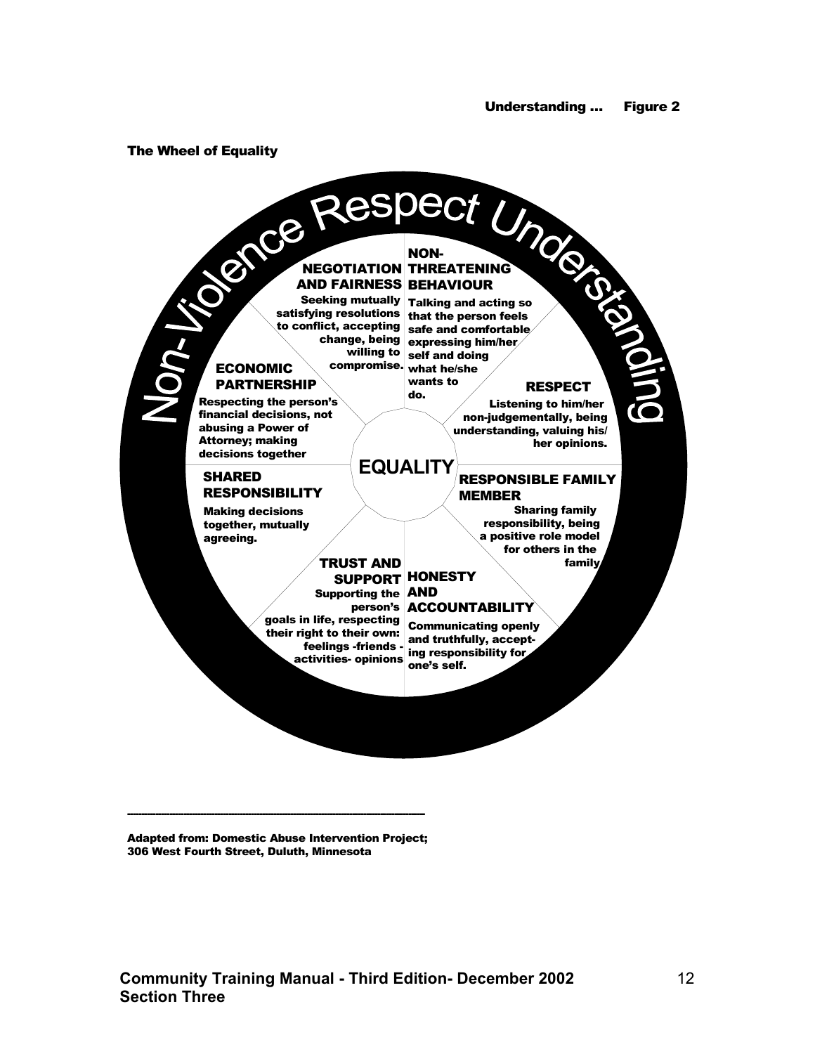**Understanding ... Figure 2**

**The Wheel of Equality**

Non-Violence Respect Understanding

**EQUALITY**

**NEGOTIATION AND FAIRNESS**
Seeking mutually satisfying resolutions to conflict, accepting change, being willing to compromise.

**NON-THREATENING BEHAVIOUR**
Talking and acting so that the person feels safe and comfortable expressing him/her self and doing what he/she wants to do.

**RESPECT**
Listening to him/her non-judgementally, being understanding, valuing his/her opinions.

**RESPONSIBLE FAMILY MEMBER**
Sharing family responsibility, being a positive role model for others in the family

**HONESTY AND ACCOUNTABILITY**
Communicating openly and truthfully, accepting responsibility for one's self.

**TRUST AND SUPPORT**
Supporting the person's goals in life, respecting their right to their own: feelings -friends - activities- opinions

**SHARED RESPONSIBILITY**
Making decisions together, mutually agreeing.

**ECONOMIC PARTNERSHIP**
Respecting the person's financial decisions, not abusing a Power of Attorney; making decisions together

---

**Adapted from: Domestic Abuse Intervention Project; 306 West Fourth Street, Duluth, Minnesota**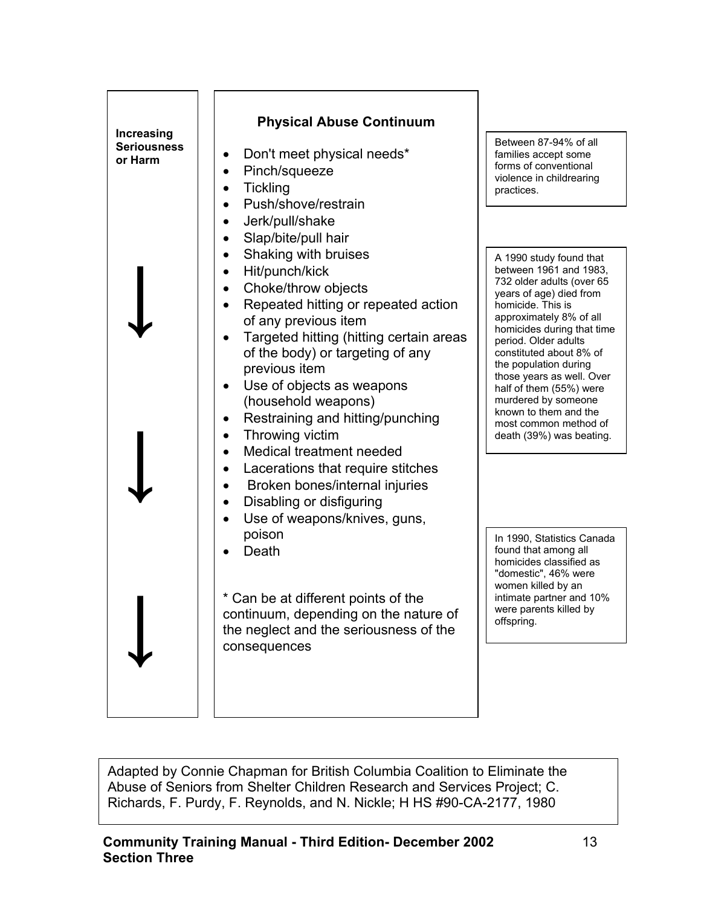**Increasing Seriousness or Harm**

↓

↓

↓

## Physical Abuse Continuum

- Don't meet physical needs*
- Pinch/squeeze
- Tickling
- Push/shove/restrain
- Jerk/pull/shake
- Slap/bite/pull hair
- Shaking with bruises
- Hit/punch/kick
- Choke/throw objects
- Repeated hitting or repeated action of any previous item
- Targeted hitting (hitting certain areas of the body) or targeting of any previous item
- Use of objects as weapons (household weapons)
- Restraining and hitting/punching
- Throwing victim
- Medical treatment needed
- Lacerations that require stitches
- Broken bones/internal injuries
- Disabling or disfiguring
- Use of weapons/knives, guns, poison
- Death

* Can be at different points of the continuum, depending on the nature of the neglect and the seriousness of the consequences

Between 87-94% of all families accept some forms of conventional violence in childrearing practices.

A 1990 study found that between 1961 and 1983, 732 older adults (over 65 years of age) died from homicide. This is approximately 8% of all homicides during that time period. Older adults constituted about 8% of the population during those years as well. Over half of them (55%) were murdered by someone known to them and the most common method of death (39%) was beating.

In 1990, Statistics Canada found that among all homicides classified as "domestic", 46% were women killed by an intimate partner and 10% were parents killed by offspring.

Adapted by Connie Chapman for British Columbia Coalition to Eliminate the Abuse of Seniors from Shelter Children Research and Services Project; C. Richards, F. Purdy, F. Reynolds, and N. Nickle; H HS #90-CA-2177, 1980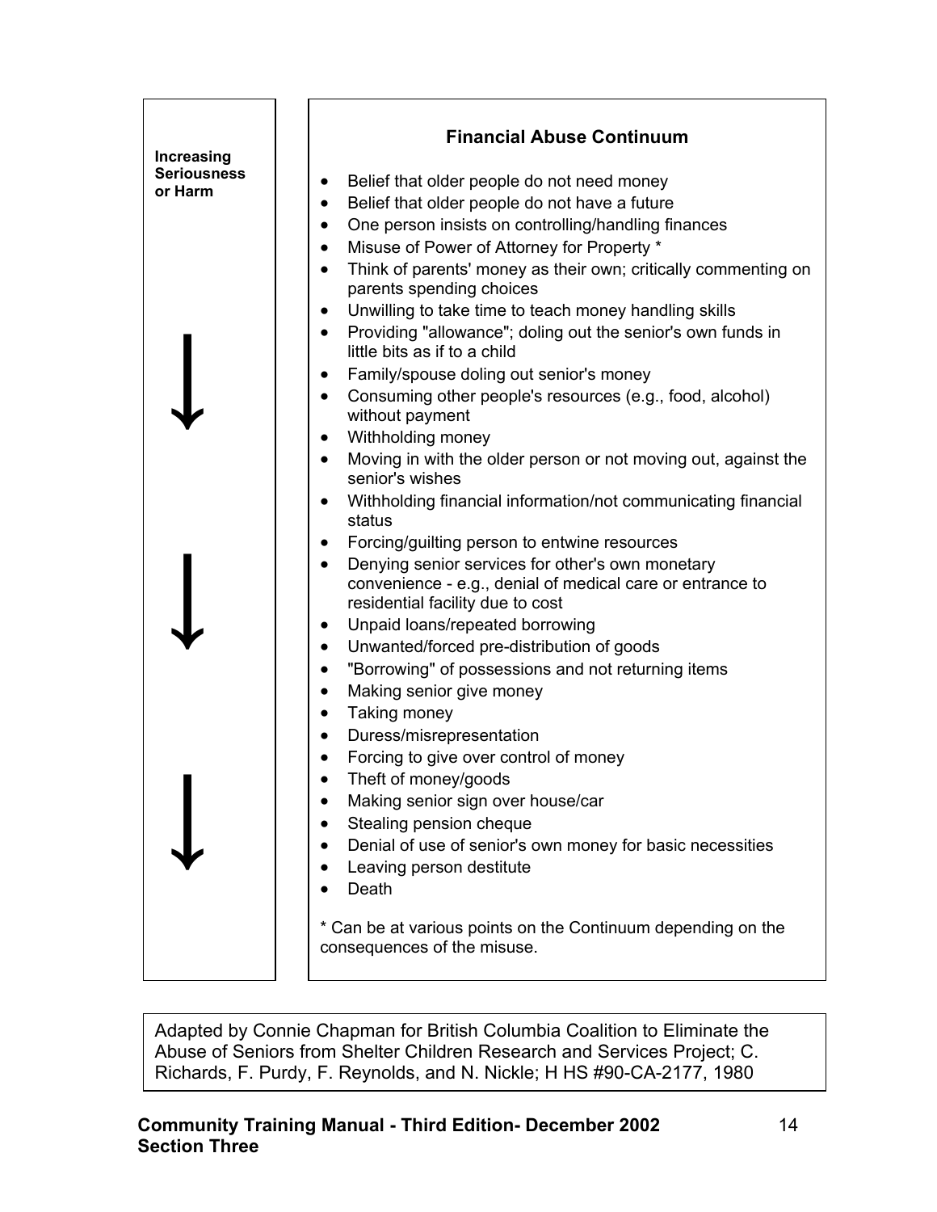Increasing Seriousness or Harm

↓

↓

↓

## Financial Abuse Continuum

- Belief that older people do not need money
- Belief that older people do not have a future
- One person insists on controlling/handling finances
- Misuse of Power of Attorney for Property *
- Think of parents' money as their own; critically commenting on parents spending choices
- Unwilling to take time to teach money handling skills
- Providing "allowance"; doling out the senior's own funds in little bits as if to a child
- Family/spouse doling out senior's money
- Consuming other people's resources (e.g., food, alcohol) without payment
- Withholding money
- Moving in with the older person or not moving out, against the senior's wishes
- Withholding financial information/not communicating financial status
- Forcing/guilting person to entwine resources
- Denying senior services for other's own monetary convenience - e.g., denial of medical care or entrance to residential facility due to cost
- Unpaid loans/repeated borrowing
- Unwanted/forced pre-distribution of goods
- "Borrowing" of possessions and not returning items
- Making senior give money
- Taking money
- Duress/misrepresentation
- Forcing to give over control of money
- Theft of money/goods
- Making senior sign over house/car
- Stealing pension cheque
- Denial of use of senior's own money for basic necessities
- Leaving person destitute
- Death

* Can be at various points on the Continuum depending on the consequences of the misuse.

Adapted by Connie Chapman for British Columbia Coalition to Eliminate the Abuse of Seniors from Shelter Children Research and Services Project; C. Richards, F. Purdy, F. Reynolds, and N. Nickle; H HS #90-CA-2177, 1980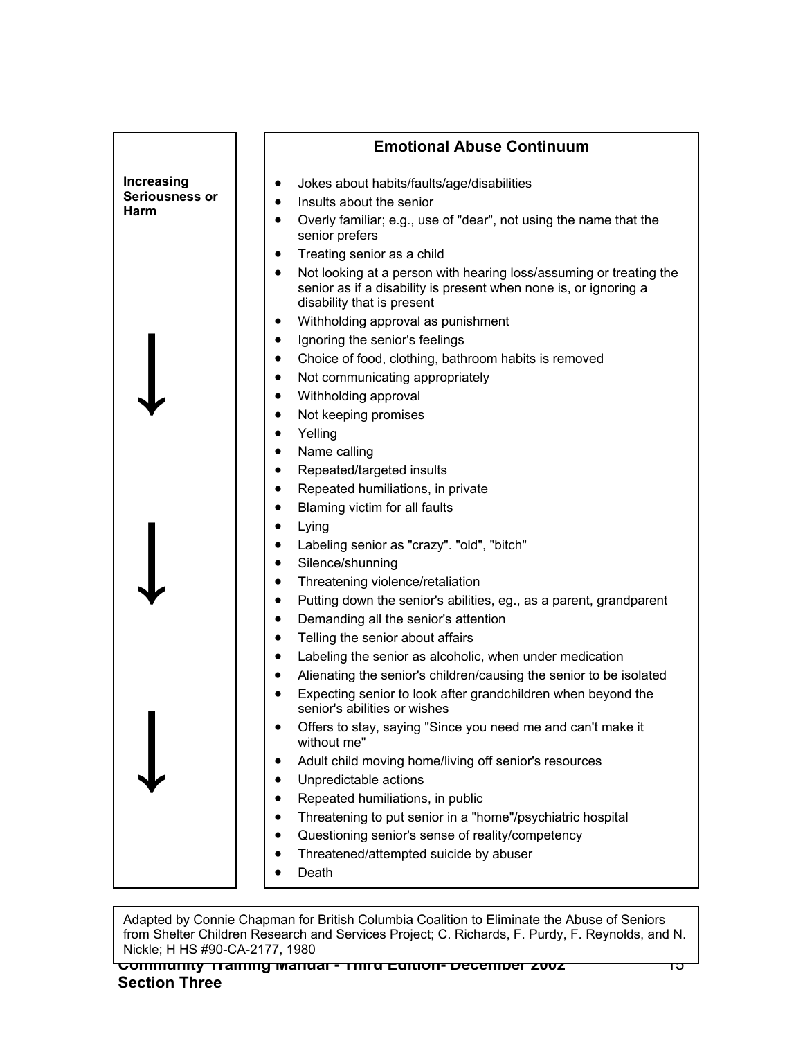## Emotional Abuse Continuum

**Increasing Seriousness or Harm**

↓

↓

↓

- Jokes about habits/faults/age/disabilities
- Insults about the senior
- Overly familiar; e.g., use of "dear", not using the name that the senior prefers
- Treating senior as a child
- Not looking at a person with hearing loss/assuming or treating the senior as if a disability is present when none is, or ignoring a disability that is present
- Withholding approval as punishment
- Ignoring the senior's feelings
- Choice of food, clothing, bathroom habits is removed
- Not communicating appropriately
- Withholding approval
- Not keeping promises
- Yelling
- Name calling
- Repeated/targeted insults
- Repeated humiliations, in private
- Blaming victim for all faults
- Lying
- Labeling senior as "crazy". "old", "bitch"
- Silence/shunning
- Threatening violence/retaliation
- Putting down the senior's abilities, eg., as a parent, grandparent
- Demanding all the senior's attention
- Telling the senior about affairs
- Labeling the senior as alcoholic, when under medication
- Alienating the senior's children/causing the senior to be isolated
- Expecting senior to look after grandchildren when beyond the senior's abilities or wishes
- Offers to stay, saying "Since you need me and can't make it without me"
- Adult child moving home/living off senior's resources
- Unpredictable actions
- Repeated humiliations, in public
- Threatening to put senior in a "home"/psychiatric hospital
- Questioning senior's sense of reality/competency
- Threatened/attempted suicide by abuser
- Death

Adapted by Connie Chapman for British Columbia Coalition to Eliminate the Abuse of Seniors from Shelter Children Research and Services Project; C. Richards, F. Purdy, F. Reynolds, and N. Nickle; H HS #90-CA-2177, 1980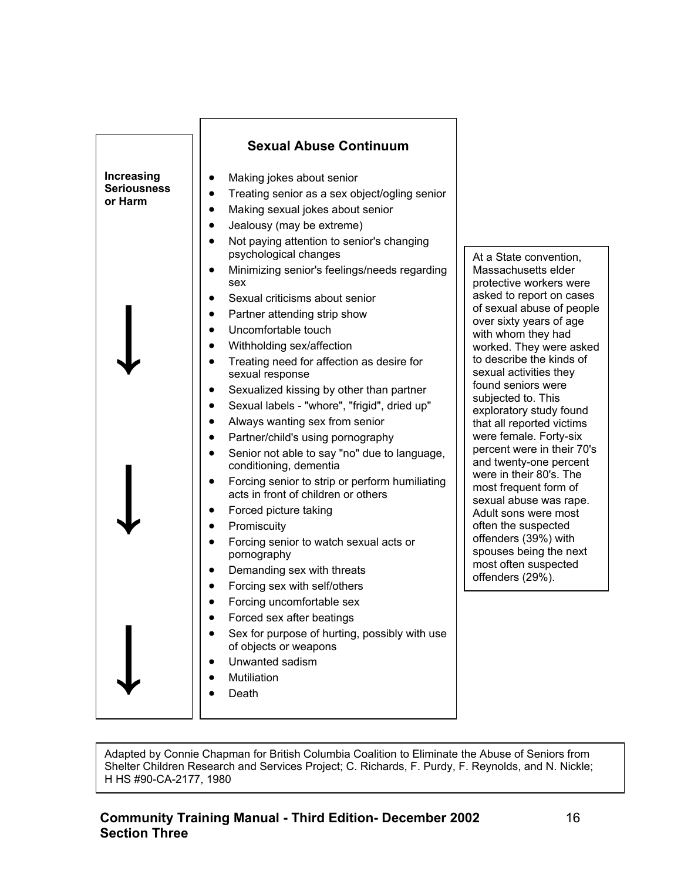## Sexual Abuse Continuum

**Increasing Seriousness or Harm** ↓ ↓ ↓

- Making jokes about senior
- Treating senior as a sex object/ogling senior
- Making sexual jokes about senior
- Jealousy (may be extreme)
- Not paying attention to senior's changing psychological changes
- Minimizing senior's feelings/needs regarding sex
- Sexual criticisms about senior
- Partner attending strip show
- Uncomfortable touch
- Withholding sex/affection
- Treating need for affection as desire for sexual response
- Sexualized kissing by other than partner
- Sexual labels - "whore", "frigid", dried up"
- Always wanting sex from senior
- Partner/child's using pornography
- Senior not able to say "no" due to language, conditioning, dementia
- Forcing senior to strip or perform humiliating acts in front of children or others
- Forced picture taking
- Promiscuity
- Forcing senior to watch sexual acts or pornography
- Demanding sex with threats
- Forcing sex with self/others
- Forcing uncomfortable sex
- Forced sex after beatings
- Sex for purpose of hurting, possibly with use of objects or weapons
- Unwanted sadism
- Mutiliation
- Death

At a State convention, Massachusetts elder protective workers were asked to report on cases of sexual abuse of people over sixty years of age with whom they had worked. They were asked to describe the kinds of sexual activities they found seniors were subjected to. This exploratory study found that all reported victims were female. Forty-six percent were in their 70's and twenty-one percent were in their 80's. The most frequent form of sexual abuse was rape. Adult sons were most often the suspected offenders (39%) with spouses being the next most often suspected offenders (29%).

Adapted by Connie Chapman for British Columbia Coalition to Eliminate the Abuse of Seniors from Shelter Children Research and Services Project; C. Richards, F. Purdy, F. Reynolds, and N. Nickle; H HS #90-CA-2177, 1980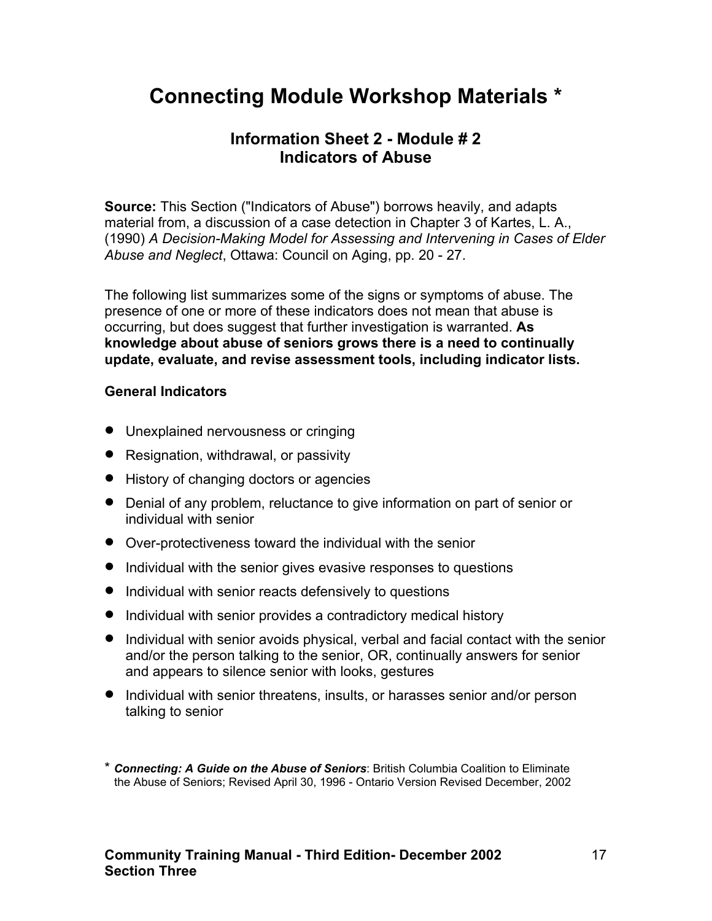# Connecting Module Workshop Materials *

## Information Sheet 2 - Module # 2
## Indicators of Abuse

**Source:** This Section ("Indicators of Abuse") borrows heavily, and adapts material from, a discussion of a case detection in Chapter 3 of Kartes, L. A., (1990) *A Decision-Making Model for Assessing and Intervening in Cases of Elder Abuse and Neglect*, Ottawa: Council on Aging, pp. 20 - 27.

The following list summarizes some of the signs or symptoms of abuse. The presence of one or more of these indicators does not mean that abuse is occurring, but does suggest that further investigation is warranted. **As knowledge about abuse of seniors grows there is a need to continually update, evaluate, and revise assessment tools, including indicator lists.**

**General Indicators**

- Unexplained nervousness or cringing
- Resignation, withdrawal, or passivity
- History of changing doctors or agencies
- Denial of any problem, reluctance to give information on part of senior or individual with senior
- Over-protectiveness toward the individual with the senior
- Individual with the senior gives evasive responses to questions
- Individual with senior reacts defensively to questions
- Individual with senior provides a contradictory medical history
- Individual with senior avoids physical, verbal and facial contact with the senior and/or the person talking to the senior, OR, continually answers for senior and appears to silence senior with looks, gestures
- Individual with senior threatens, insults, or harasses senior and/or person talking to senior

\* ***Connecting: A Guide on the Abuse of Seniors***: British Columbia Coalition to Eliminate the Abuse of Seniors; Revised April 30, 1996 - Ontario Version Revised December, 2002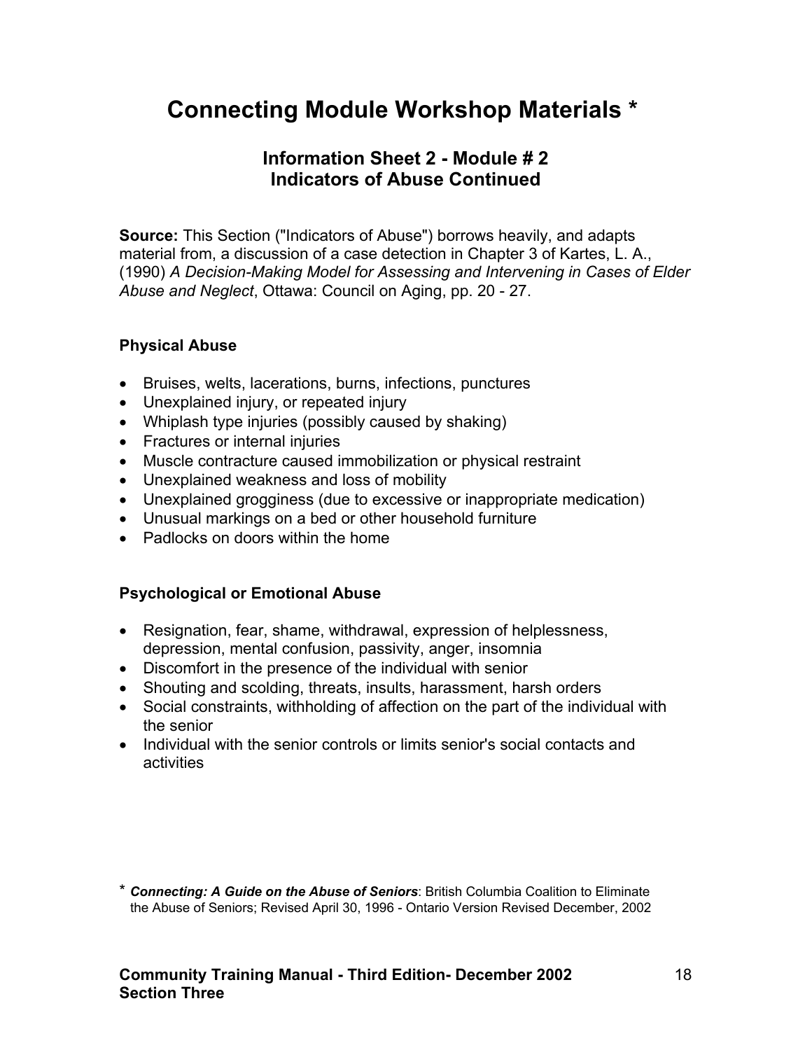# Connecting Module Workshop Materials *

### Information Sheet 2 - Module # 2
### Indicators of Abuse Continued

**Source:** This Section ("Indicators of Abuse") borrows heavily, and adapts material from, a discussion of a case detection in Chapter 3 of Kartes, L. A., (1990) *A Decision-Making Model for Assessing and Intervening in Cases of Elder Abuse and Neglect*, Ottawa: Council on Aging, pp. 20 - 27.

#### Physical Abuse

- Bruises, welts, lacerations, burns, infections, punctures
- Unexplained injury, or repeated injury
- Whiplash type injuries (possibly caused by shaking)
- Fractures or internal injuries
- Muscle contracture caused immobilization or physical restraint
- Unexplained weakness and loss of mobility
- Unexplained grogginess (due to excessive or inappropriate medication)
- Unusual markings on a bed or other household furniture
- Padlocks on doors within the home

#### Psychological or Emotional Abuse

- Resignation, fear, shame, withdrawal, expression of helplessness, depression, mental confusion, passivity, anger, insomnia
- Discomfort in the presence of the individual with senior
- Shouting and scolding, threats, insults, harassment, harsh orders
- Social constraints, withholding of affection on the part of the individual with the senior
- Individual with the senior controls or limits senior's social contacts and activities

\* ***Connecting: A Guide on the Abuse of Seniors***: British Columbia Coalition to Eliminate the Abuse of Seniors; Revised April 30, 1996 - Ontario Version Revised December, 2002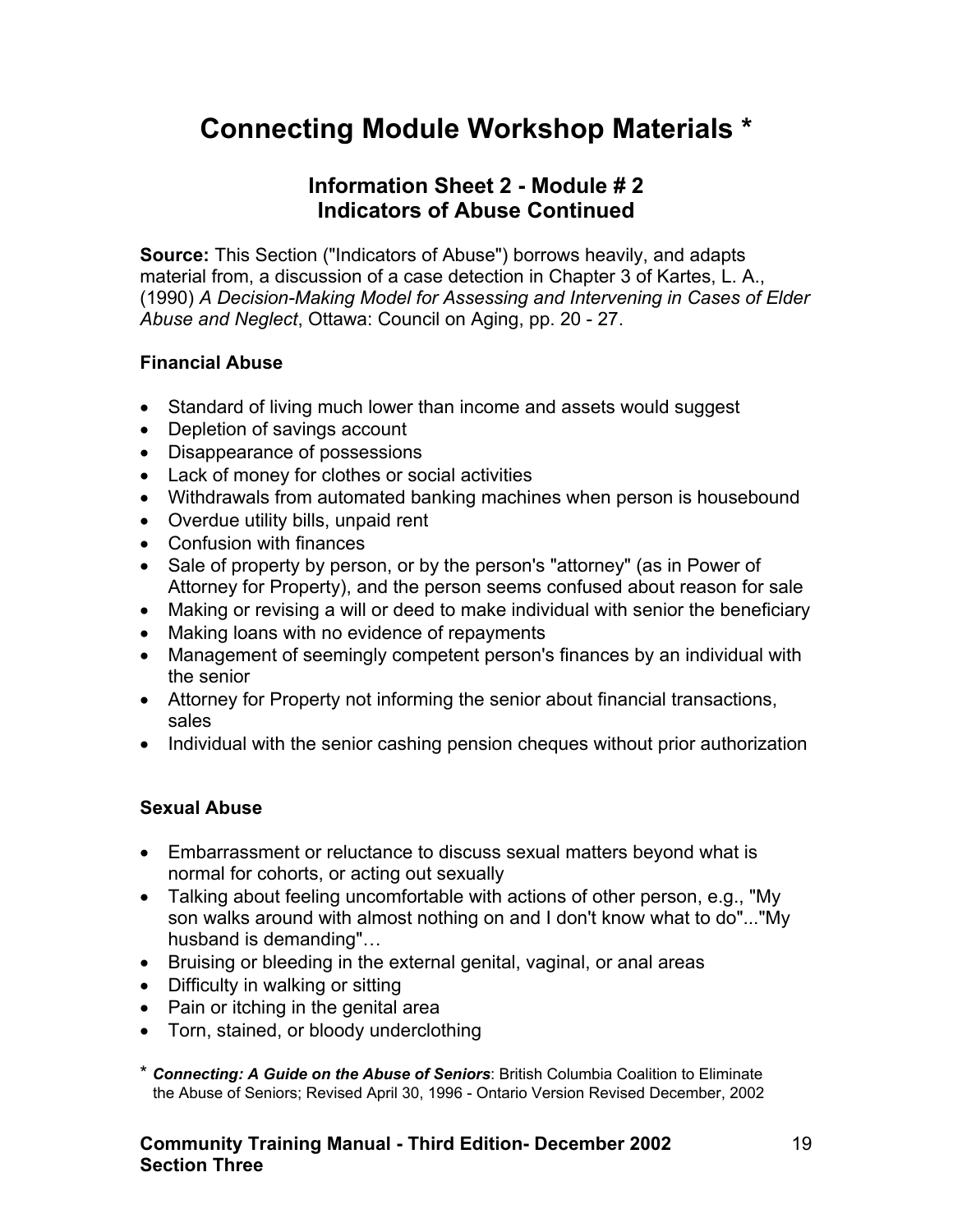# Connecting Module Workshop Materials *

## Information Sheet 2 - Module # 2
## Indicators of Abuse Continued

**Source:** This Section ("Indicators of Abuse") borrows heavily, and adapts material from, a discussion of a case detection in Chapter 3 of Kartes, L. A., (1990) *A Decision-Making Model for Assessing and Intervening in Cases of Elder Abuse and Neglect*, Ottawa: Council on Aging, pp. 20 - 27.

### Financial Abuse

- Standard of living much lower than income and assets would suggest
- Depletion of savings account
- Disappearance of possessions
- Lack of money for clothes or social activities
- Withdrawals from automated banking machines when person is housebound
- Overdue utility bills, unpaid rent
- Confusion with finances
- Sale of property by person, or by the person's "attorney" (as in Power of Attorney for Property), and the person seems confused about reason for sale
- Making or revising a will or deed to make individual with senior the beneficiary
- Making loans with no evidence of repayments
- Management of seemingly competent person's finances by an individual with the senior
- Attorney for Property not informing the senior about financial transactions, sales
- Individual with the senior cashing pension cheques without prior authorization

### Sexual Abuse

- Embarrassment or reluctance to discuss sexual matters beyond what is normal for cohorts, or acting out sexually
- Talking about feeling uncomfortable with actions of other person, e.g., "My son walks around with almost nothing on and I don't know what to do"..."My husband is demanding"…
- Bruising or bleeding in the external genital, vaginal, or anal areas
- Difficulty in walking or sitting
- Pain or itching in the genital area
- Torn, stained, or bloody underclothing

\* ***Connecting: A Guide on the Abuse of Seniors***: British Columbia Coalition to Eliminate the Abuse of Seniors; Revised April 30, 1996 - Ontario Version Revised December, 2002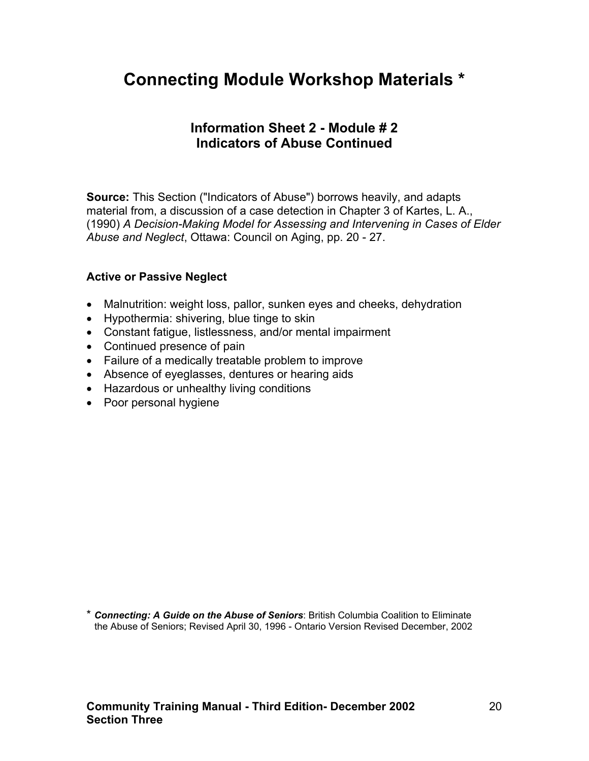# Connecting Module Workshop Materials *

## Information Sheet 2 - Module # 2
## Indicators of Abuse Continued

**Source:** This Section ("Indicators of Abuse") borrows heavily, and adapts material from, a discussion of a case detection in Chapter 3 of Kartes, L. A., (1990) *A Decision-Making Model for Assessing and Intervening in Cases of Elder Abuse and Neglect*, Ottawa: Council on Aging, pp. 20 - 27.

**Active or Passive Neglect**

- Malnutrition: weight loss, pallor, sunken eyes and cheeks, dehydration
- Hypothermia: shivering, blue tinge to skin
- Constant fatigue, listlessness, and/or mental impairment
- Continued presence of pain
- Failure of a medically treatable problem to improve
- Absence of eyeglasses, dentures or hearing aids
- Hazardous or unhealthy living conditions
- Poor personal hygiene

\* ***Connecting: A Guide on the Abuse of Seniors***: British Columbia Coalition to Eliminate the Abuse of Seniors; Revised April 30, 1996 - Ontario Version Revised December, 2002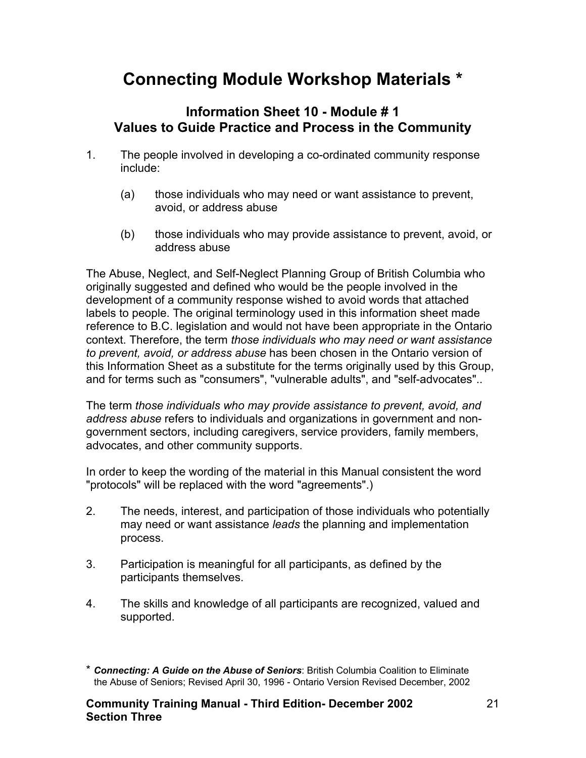# Connecting Module Workshop Materials *

## Information Sheet 10 - Module # 1
## Values to Guide Practice and Process in the Community

1. The people involved in developing a co-ordinated community response include:

   (a) those individuals who may need or want assistance to prevent, avoid, or address abuse

   (b) those individuals who may provide assistance to prevent, avoid, or address abuse

The Abuse, Neglect, and Self-Neglect Planning Group of British Columbia who originally suggested and defined who would be the people involved in the development of a community response wished to avoid words that attached labels to people. The original terminology used in this information sheet made reference to B.C. legislation and would not have been appropriate in the Ontario context. Therefore, the term *those individuals who may need or want assistance to prevent, avoid, or address abuse* has been chosen in the Ontario version of this Information Sheet as a substitute for the terms originally used by this Group, and for terms such as "consumers", "vulnerable adults", and "self-advocates"..

The term *those individuals who may provide assistance to prevent, avoid, and address abuse* refers to individuals and organizations in government and non-government sectors, including caregivers, service providers, family members, advocates, and other community supports.

In order to keep the wording of the material in this Manual consistent the word "protocols" will be replaced with the word "agreements".)

2. The needs, interest, and participation of those individuals who potentially may need or want assistance *leads* the planning and implementation process.

3. Participation is meaningful for all participants, as defined by the participants themselves.

4. The skills and knowledge of all participants are recognized, valued and supported.

* ***Connecting: A Guide on the Abuse of Seniors***: British Columbia Coalition to Eliminate the Abuse of Seniors; Revised April 30, 1996 - Ontario Version Revised December, 2002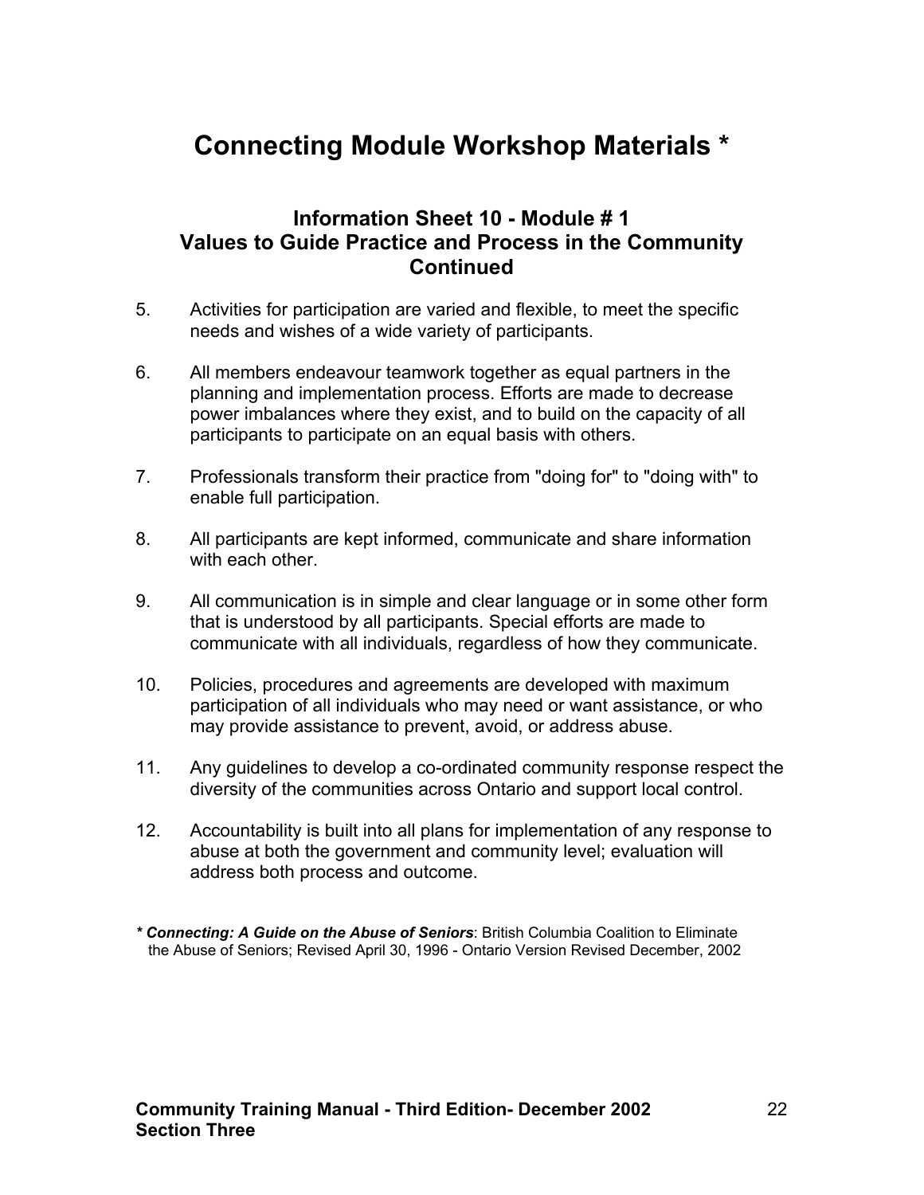# Connecting Module Workshop Materials *

## Information Sheet 10 - Module # 1
## Values to Guide Practice and Process in the Community Continued

5. Activities for participation are varied and flexible, to meet the specific needs and wishes of a wide variety of participants.

6. All members endeavour teamwork together as equal partners in the planning and implementation process. Efforts are made to decrease power imbalances where they exist, and to build on the capacity of all participants to participate on an equal basis with others.

7. Professionals transform their practice from "doing for" to "doing with" to enable full participation.

8. All participants are kept informed, communicate and share information with each other.

9. All communication is in simple and clear language or in some other form that is understood by all participants. Special efforts are made to communicate with all individuals, regardless of how they communicate.

10. Policies, procedures and agreements are developed with maximum participation of all individuals who may need or want assistance, or who may provide assistance to prevent, avoid, or address abuse.

11. Any guidelines to develop a co-ordinated community response respect the diversity of the communities across Ontario and support local control.

12. Accountability is built into all plans for implementation of any response to abuse at both the government and community level; evaluation will address both process and outcome.

*\* **Connecting: A Guide on the Abuse of Seniors***: British Columbia Coalition to Eliminate the Abuse of Seniors; Revised April 30, 1996 - Ontario Version Revised December, 2002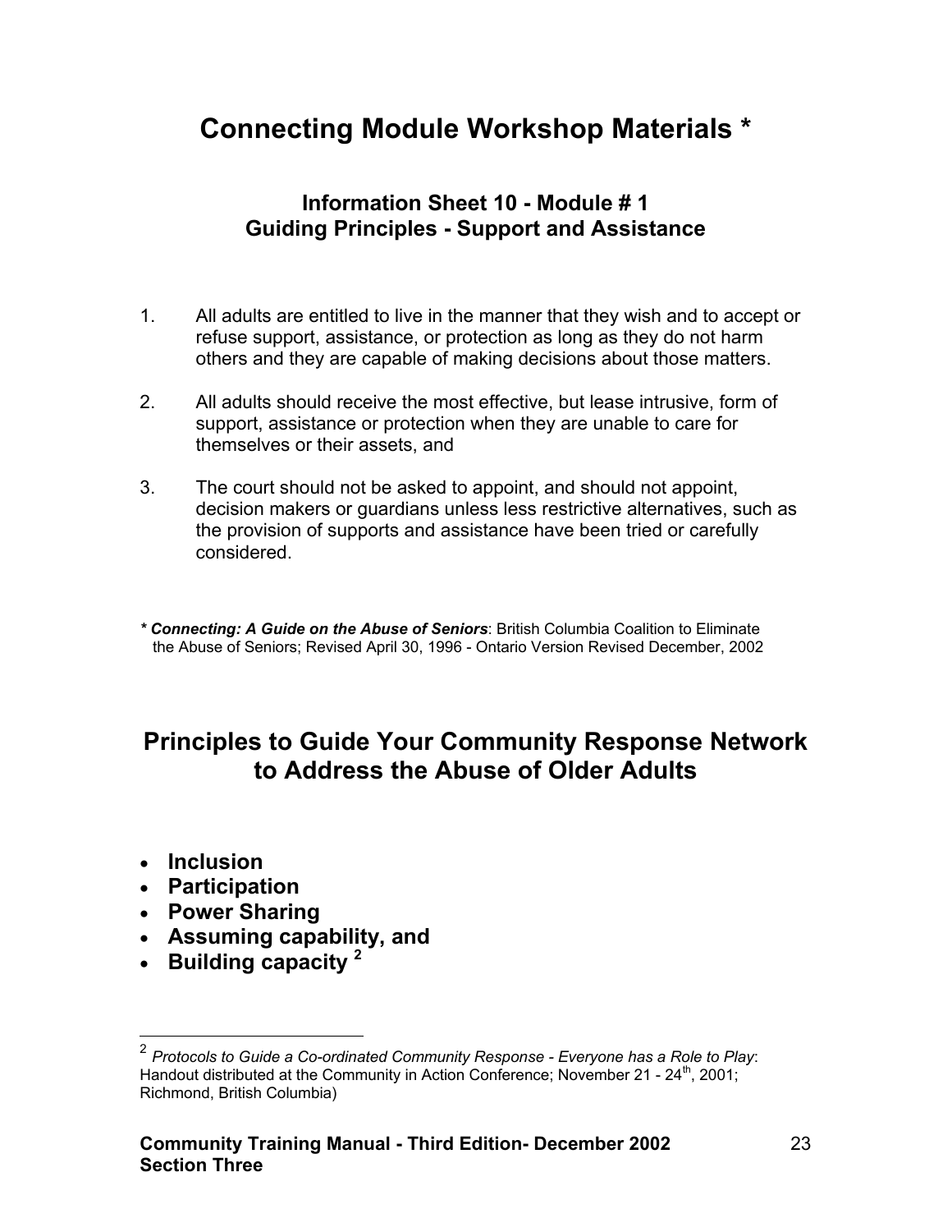# Connecting Module Workshop Materials *

### Information Sheet 10 - Module # 1
### Guiding Principles - Support and Assistance

1. All adults are entitled to live in the manner that they wish and to accept or refuse support, assistance, or protection as long as they do not harm others and they are capable of making decisions about those matters.

2. All adults should receive the most effective, but lease intrusive, form of support, assistance or protection when they are unable to care for themselves or their assets, and

3. The court should not be asked to appoint, and should not appoint, decision makers or guardians unless less restrictive alternatives, such as the provision of supports and assistance have been tried or carefully considered.

* ***Connecting: A Guide on the Abuse of Seniors***: British Columbia Coalition to Eliminate the Abuse of Seniors; Revised April 30, 1996 - Ontario Version Revised December, 2002

## Principles to Guide Your Community Response Network to Address the Abuse of Older Adults

- **Inclusion**
- **Participation**
- **Power Sharing**
- **Assuming capability, and**
- **Building capacity** [2]

[2] *Protocols to Guide a Co-ordinated Community Response - Everyone has a Role to Play*: Handout distributed at the Community in Action Conference; November 21 - 24th, 2001; Richmond, British Columbia)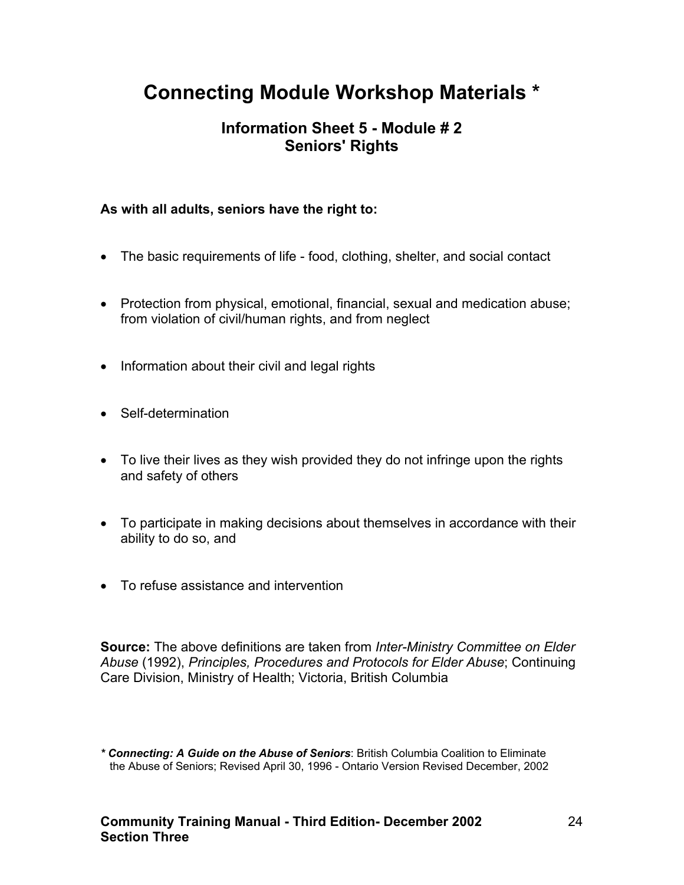# Connecting Module Workshop Materials *

## Information Sheet 5 - Module # 2
## Seniors' Rights

**As with all adults, seniors have the right to:**

- The basic requirements of life - food, clothing, shelter, and social contact
- Protection from physical, emotional, financial, sexual and medication abuse; from violation of civil/human rights, and from neglect
- Information about their civil and legal rights
- Self-determination
- To live their lives as they wish provided they do not infringe upon the rights and safety of others
- To participate in making decisions about themselves in accordance with their ability to do so, and
- To refuse assistance and intervention

**Source:** The above definitions are taken from *Inter-Ministry Committee on Elder Abuse* (1992), *Principles, Procedures and Protocols for Elder Abuse*; Continuing Care Division, Ministry of Health; Victoria, British Columbia

* ***Connecting: A Guide on the Abuse of Seniors***: British Columbia Coalition to Eliminate the Abuse of Seniors; Revised April 30, 1996 - Ontario Version Revised December, 2002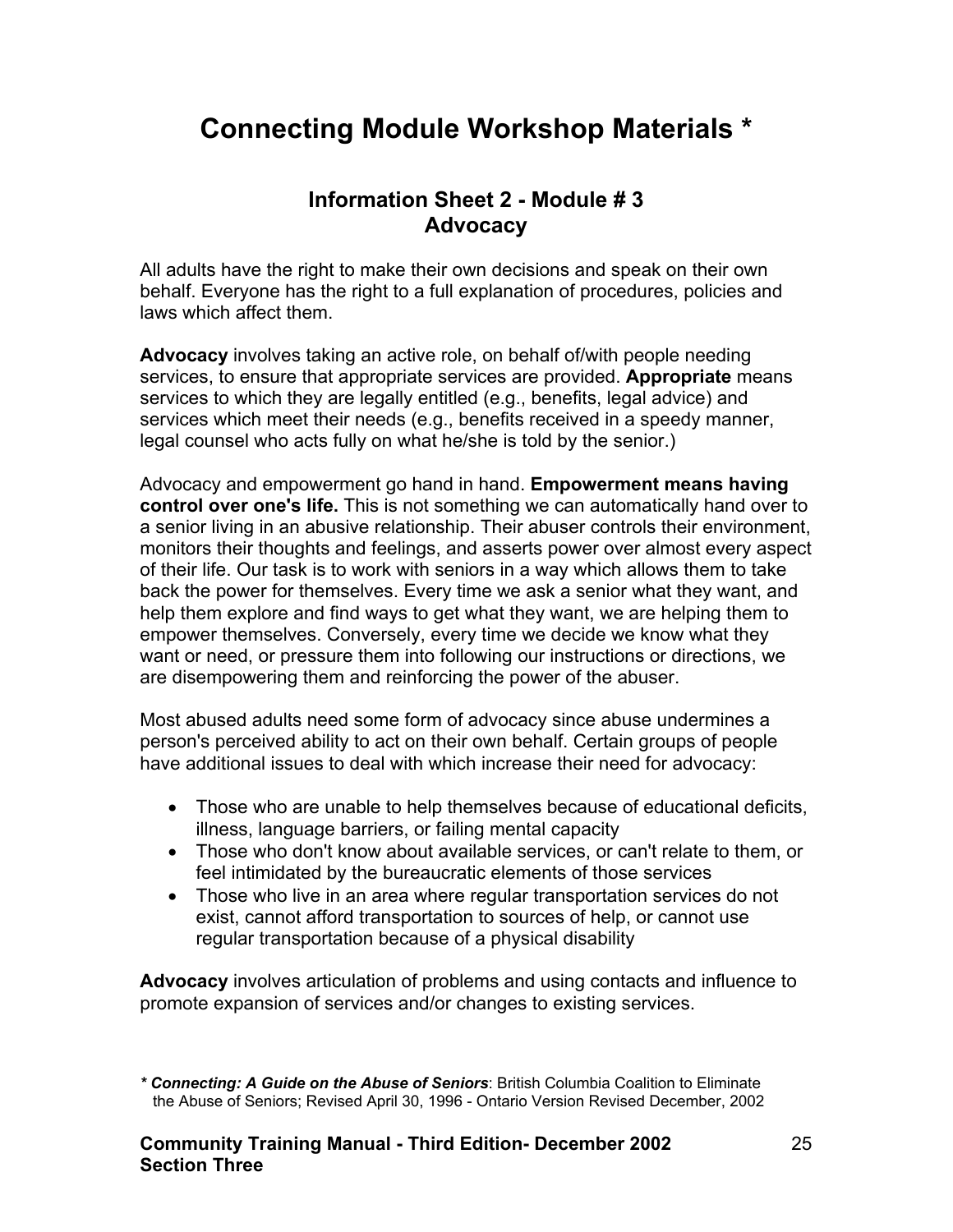# Connecting Module Workshop Materials *

## Information Sheet 2 - Module # 3
## Advocacy

All adults have the right to make their own decisions and speak on their own behalf. Everyone has the right to a full explanation of procedures, policies and laws which affect them.

**Advocacy** involves taking an active role, on behalf of/with people needing services, to ensure that appropriate services are provided. **Appropriate** means services to which they are legally entitled (e.g., benefits, legal advice) and services which meet their needs (e.g., benefits received in a speedy manner, legal counsel who acts fully on what he/she is told by the senior.)

Advocacy and empowerment go hand in hand. **Empowerment means having control over one's life.** This is not something we can automatically hand over to a senior living in an abusive relationship. Their abuser controls their environment, monitors their thoughts and feelings, and asserts power over almost every aspect of their life. Our task is to work with seniors in a way which allows them to take back the power for themselves. Every time we ask a senior what they want, and help them explore and find ways to get what they want, we are helping them to empower themselves. Conversely, every time we decide we know what they want or need, or pressure them into following our instructions or directions, we are disempowering them and reinforcing the power of the abuser.

Most abused adults need some form of advocacy since abuse undermines a person's perceived ability to act on their own behalf. Certain groups of people have additional issues to deal with which increase their need for advocacy:

- Those who are unable to help themselves because of educational deficits, illness, language barriers, or failing mental capacity
- Those who don't know about available services, or can't relate to them, or feel intimidated by the bureaucratic elements of those services
- Those who live in an area where regular transportation services do not exist, cannot afford transportation to sources of help, or cannot use regular transportation because of a physical disability

**Advocacy** involves articulation of problems and using contacts and influence to promote expansion of services and/or changes to existing services.

*\* **Connecting: A Guide on the Abuse of Seniors***: British Columbia Coalition to Eliminate the Abuse of Seniors; Revised April 30, 1996 - Ontario Version Revised December, 2002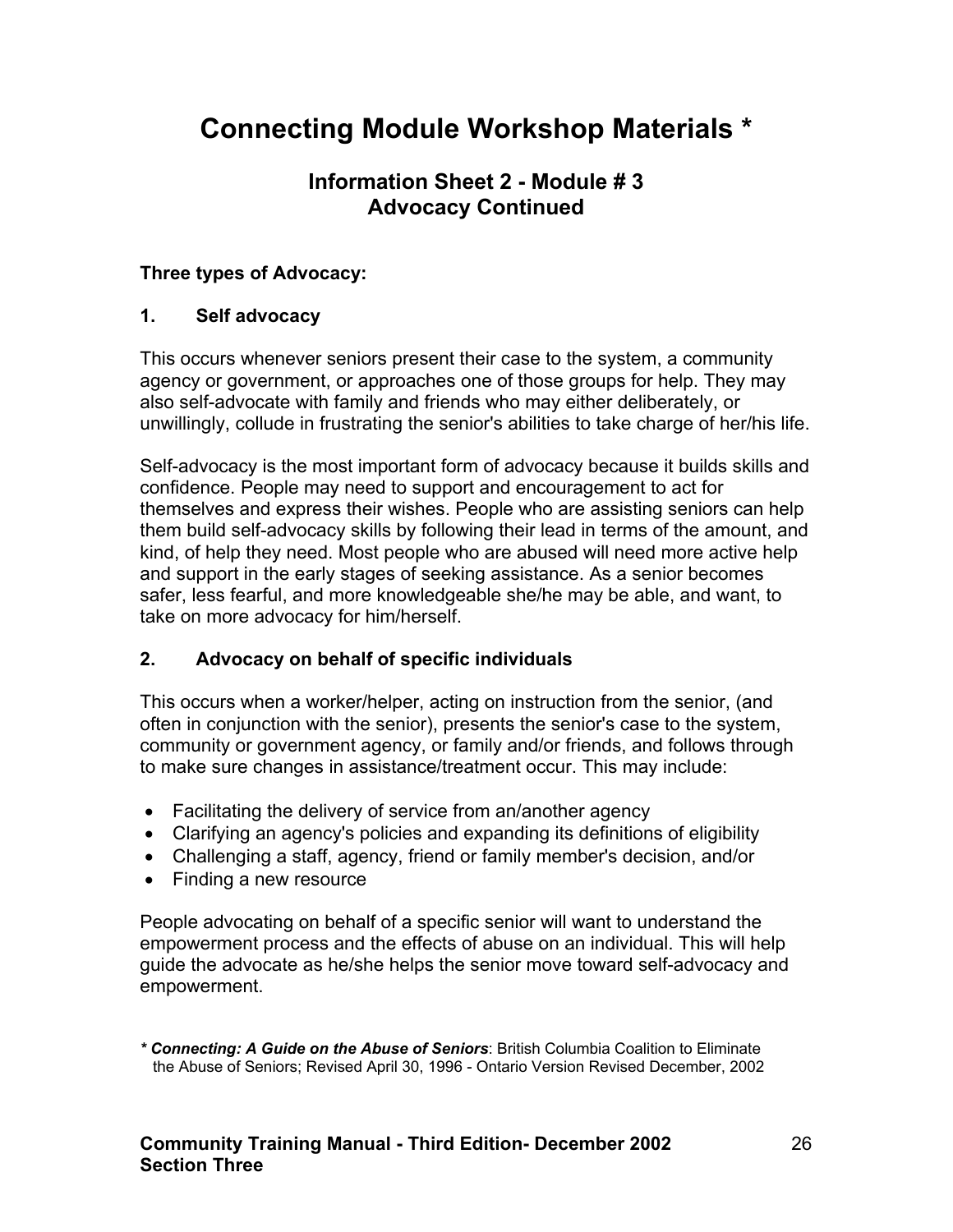# Connecting Module Workshop Materials *

## Information Sheet 2 - Module # 3
## Advocacy Continued

**Three types of Advocacy:**

**1. Self advocacy**

This occurs whenever seniors present their case to the system, a community agency or government, or approaches one of those groups for help. They may also self-advocate with family and friends who may either deliberately, or unwillingly, collude in frustrating the senior's abilities to take charge of her/his life.

Self-advocacy is the most important form of advocacy because it builds skills and confidence. People may need to support and encouragement to act for themselves and express their wishes. People who are assisting seniors can help them build self-advocacy skills by following their lead in terms of the amount, and kind, of help they need. Most people who are abused will need more active help and support in the early stages of seeking assistance. As a senior becomes safer, less fearful, and more knowledgeable she/he may be able, and want, to take on more advocacy for him/herself.

**2. Advocacy on behalf of specific individuals**

This occurs when a worker/helper, acting on instruction from the senior, (and often in conjunction with the senior), presents the senior's case to the system, community or government agency, or family and/or friends, and follows through to make sure changes in assistance/treatment occur. This may include:

- Facilitating the delivery of service from an/another agency
- Clarifying an agency's policies and expanding its definitions of eligibility
- Challenging a staff, agency, friend or family member's decision, and/or
- Finding a new resource

People advocating on behalf of a specific senior will want to understand the empowerment process and the effects of abuse on an individual. This will help guide the advocate as he/she helps the senior move toward self-advocacy and empowerment.

*** *Connecting: A Guide on the Abuse of Seniors***: British Columbia Coalition to Eliminate the Abuse of Seniors; Revised April 30, 1996 - Ontario Version Revised December, 2002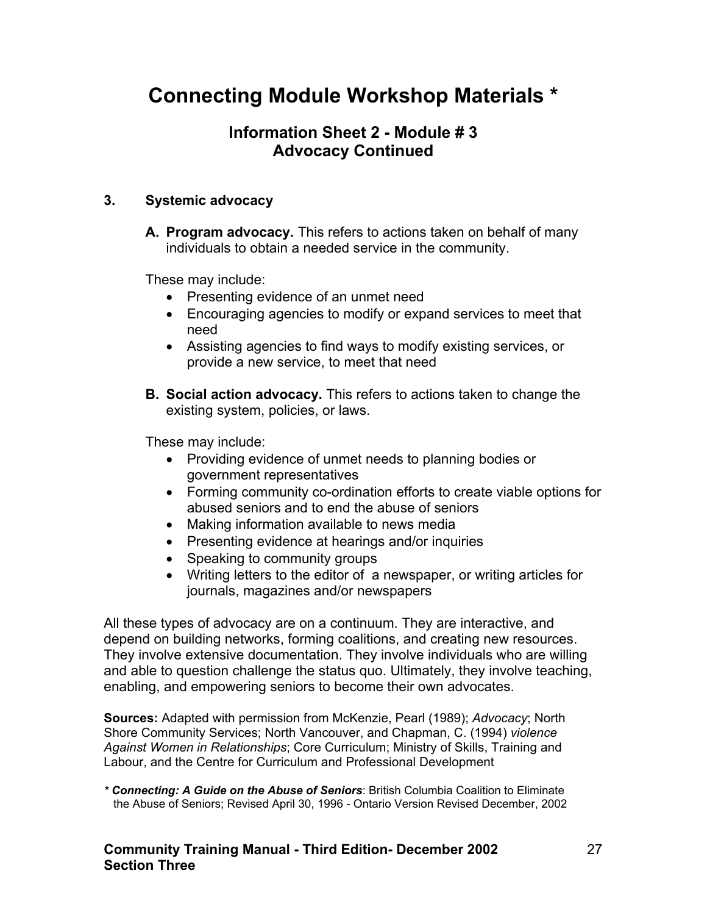# Connecting Module Workshop Materials *

## Information Sheet 2 - Module # 3
## Advocacy Continued

### 3. Systemic advocacy

**A. Program advocacy.** This refers to actions taken on behalf of many individuals to obtain a needed service in the community.

These may include:

- Presenting evidence of an unmet need
- Encouraging agencies to modify or expand services to meet that need
- Assisting agencies to find ways to modify existing services, or provide a new service, to meet that need

**B. Social action advocacy.** This refers to actions taken to change the existing system, policies, or laws.

These may include:

- Providing evidence of unmet needs to planning bodies or government representatives
- Forming community co-ordination efforts to create viable options for abused seniors and to end the abuse of seniors
- Making information available to news media
- Presenting evidence at hearings and/or inquiries
- Speaking to community groups
- Writing letters to the editor of a newspaper, or writing articles for journals, magazines and/or newspapers

All these types of advocacy are on a continuum. They are interactive, and depend on building networks, forming coalitions, and creating new resources. They involve extensive documentation. They involve individuals who are willing and able to question challenge the status quo. Ultimately, they involve teaching, enabling, and empowering seniors to become their own advocates.

**Sources:** Adapted with permission from McKenzie, Pearl (1989); *Advocacy*; North Shore Community Services; North Vancouver, and Chapman, C. (1994) *violence Against Women in Relationships*; Core Curriculum; Ministry of Skills, Training and Labour, and the Centre for Curriculum and Professional Development

*** *Connecting: A Guide on the Abuse of Seniors***: British Columbia Coalition to Eliminate the Abuse of Seniors; Revised April 30, 1996 - Ontario Version Revised December, 2002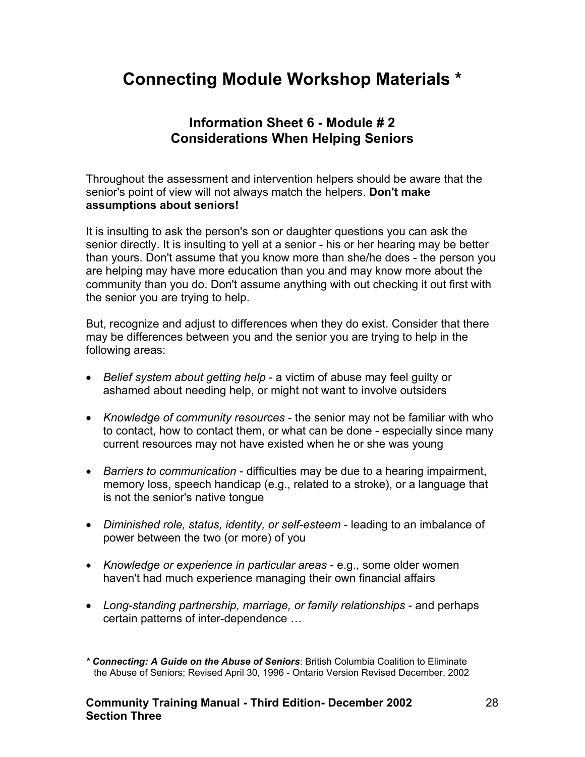# Connecting Module Workshop Materials *

### Information Sheet 6 - Module # 2
### Considerations When Helping Seniors

Throughout the assessment and intervention helpers should be aware that the senior's point of view will not always match the helpers. **Don't make assumptions about seniors!**

It is insulting to ask the person's son or daughter questions you can ask the senior directly. It is insulting to yell at a senior - his or her hearing may be better than yours. Don't assume that you know more than she/he does - the person you are helping may have more education than you and may know more about the community than you do. Don't assume anything with out checking it out first with the senior you are trying to help.

But, recognize and adjust to differences when they do exist. Consider that there may be differences between you and the senior you are trying to help in the following areas:

- *Belief system about getting help* - a victim of abuse may feel guilty or ashamed about needing help, or might not want to involve outsiders
- *Knowledge of community resources* - the senior may not be familiar with who to contact, how to contact them, or what can be done - especially since many current resources may not have existed when he or she was young
- *Barriers to communication* - difficulties may be due to a hearing impairment, memory loss, speech handicap (e.g., related to a stroke), or a language that is not the senior's native tongue
- *Diminished role, status, identity, or self-esteem* - leading to an imbalance of power between the two (or more) of you
- *Knowledge or experience in particular areas* - e.g., some older women haven't had much experience managing their own financial affairs
- *Long-standing partnership, marriage, or family relationships* - and perhaps certain patterns of inter-dependence …

***\* Connecting: A Guide on the Abuse of Seniors***: British Columbia Coalition to Eliminate the Abuse of Seniors; Revised April 30, 1996 - Ontario Version Revised December, 2002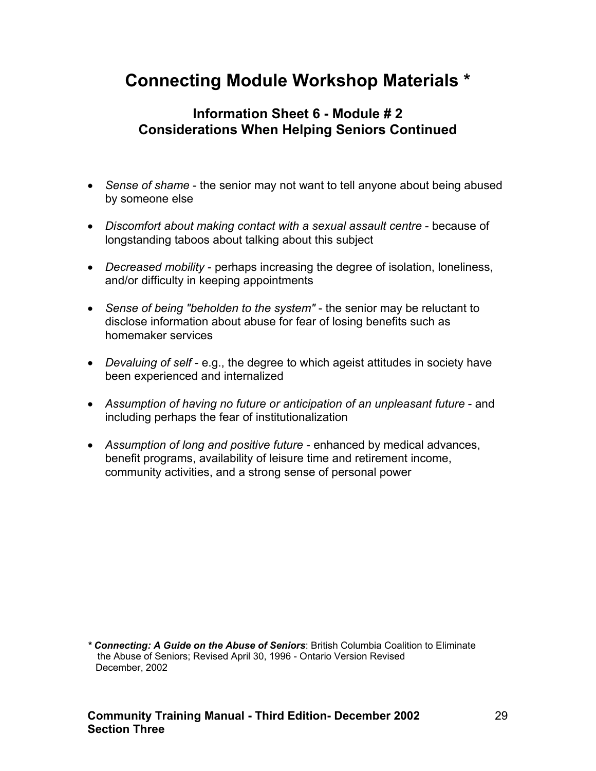# Connecting Module Workshop Materials *

### Information Sheet 6 - Module # 2
### Considerations When Helping Seniors Continued

- *Sense of shame* - the senior may not want to tell anyone about being abused by someone else
- *Discomfort about making contact with a sexual assault centre* - because of longstanding taboos about talking about this subject
- *Decreased mobility* - perhaps increasing the degree of isolation, loneliness, and/or difficulty in keeping appointments
- *Sense of being "beholden to the system"* - the senior may be reluctant to disclose information about abuse for fear of losing benefits such as homemaker services
- *Devaluing of self* - e.g., the degree to which ageist attitudes in society have been experienced and internalized
- *Assumption of having no future or anticipation of an unpleasant future* - and including perhaps the fear of institutionalization
- *Assumption of long and positive future* - enhanced by medical advances, benefit programs, availability of leisure time and retirement income, community activities, and a strong sense of personal power

***\* Connecting: A Guide on the Abuse of Seniors***: British Columbia Coalition to Eliminate the Abuse of Seniors; Revised April 30, 1996 - Ontario Version Revised December, 2002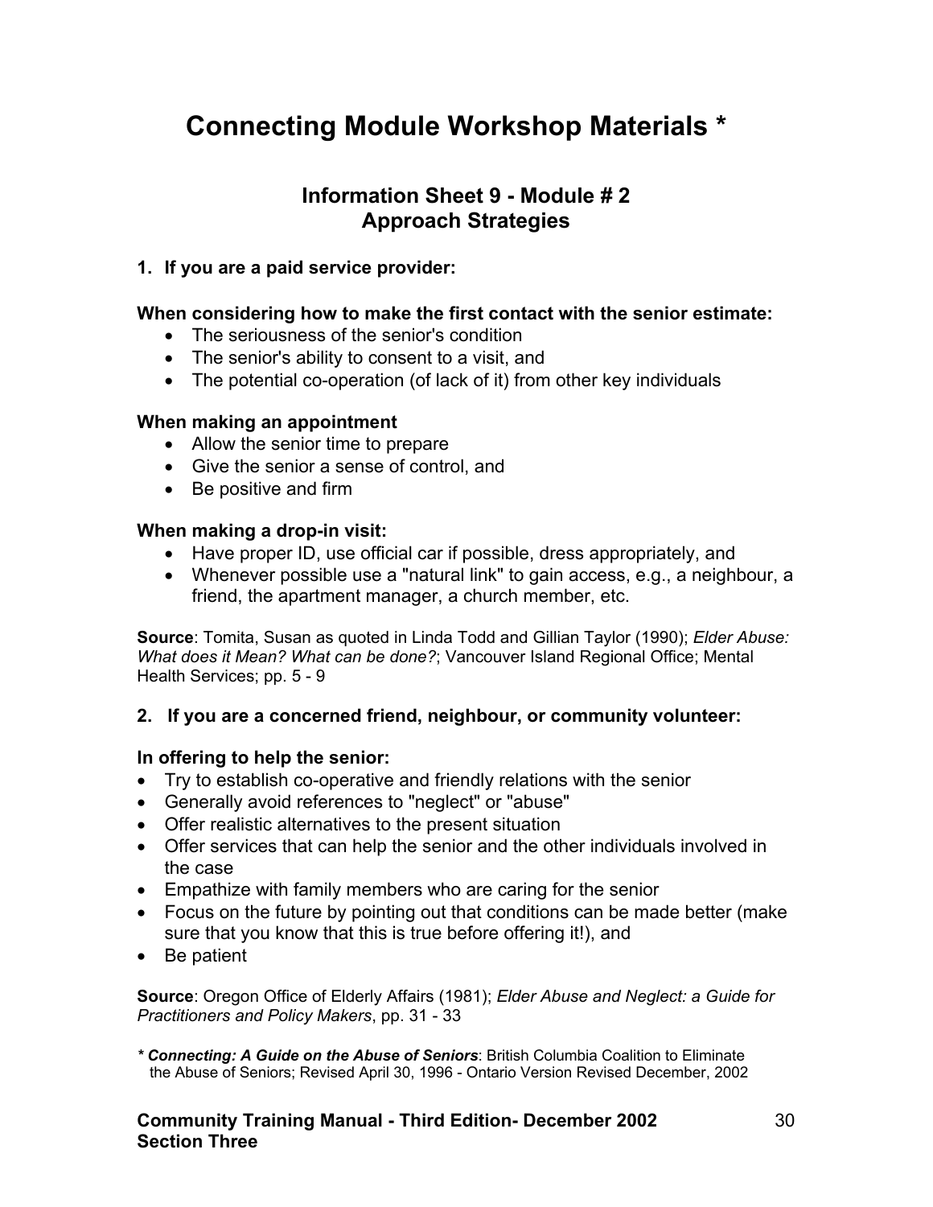# Connecting Module Workshop Materials *

## Information Sheet 9 - Module # 2
## Approach Strategies

**1. If you are a paid service provider:**

**When considering how to make the first contact with the senior estimate:**

- The seriousness of the senior's condition
- The senior's ability to consent to a visit, and
- The potential co-operation (of lack of it) from other key individuals

**When making an appointment**

- Allow the senior time to prepare
- Give the senior a sense of control, and
- Be positive and firm

**When making a drop-in visit:**

- Have proper ID, use official car if possible, dress appropriately, and
- Whenever possible use a "natural link" to gain access, e.g., a neighbour, a friend, the apartment manager, a church member, etc.

**Source**: Tomita, Susan as quoted in Linda Todd and Gillian Taylor (1990); *Elder Abuse: What does it Mean? What can be done?*; Vancouver Island Regional Office; Mental Health Services; pp. 5 - 9

**2. If you are a concerned friend, neighbour, or community volunteer:**

**In offering to help the senior:**

- Try to establish co-operative and friendly relations with the senior
- Generally avoid references to "neglect" or "abuse"
- Offer realistic alternatives to the present situation
- Offer services that can help the senior and the other individuals involved in the case
- Empathize with family members who are caring for the senior
- Focus on the future by pointing out that conditions can be made better (make sure that you know that this is true before offering it!), and
- Be patient

**Source**: Oregon Office of Elderly Affairs (1981); *Elder Abuse and Neglect: a Guide for Practitioners and Policy Makers*, pp. 31 - 33

*\* **Connecting: A Guide on the Abuse of Seniors***: British Columbia Coalition to Eliminate the Abuse of Seniors; Revised April 30, 1996 - Ontario Version Revised December, 2002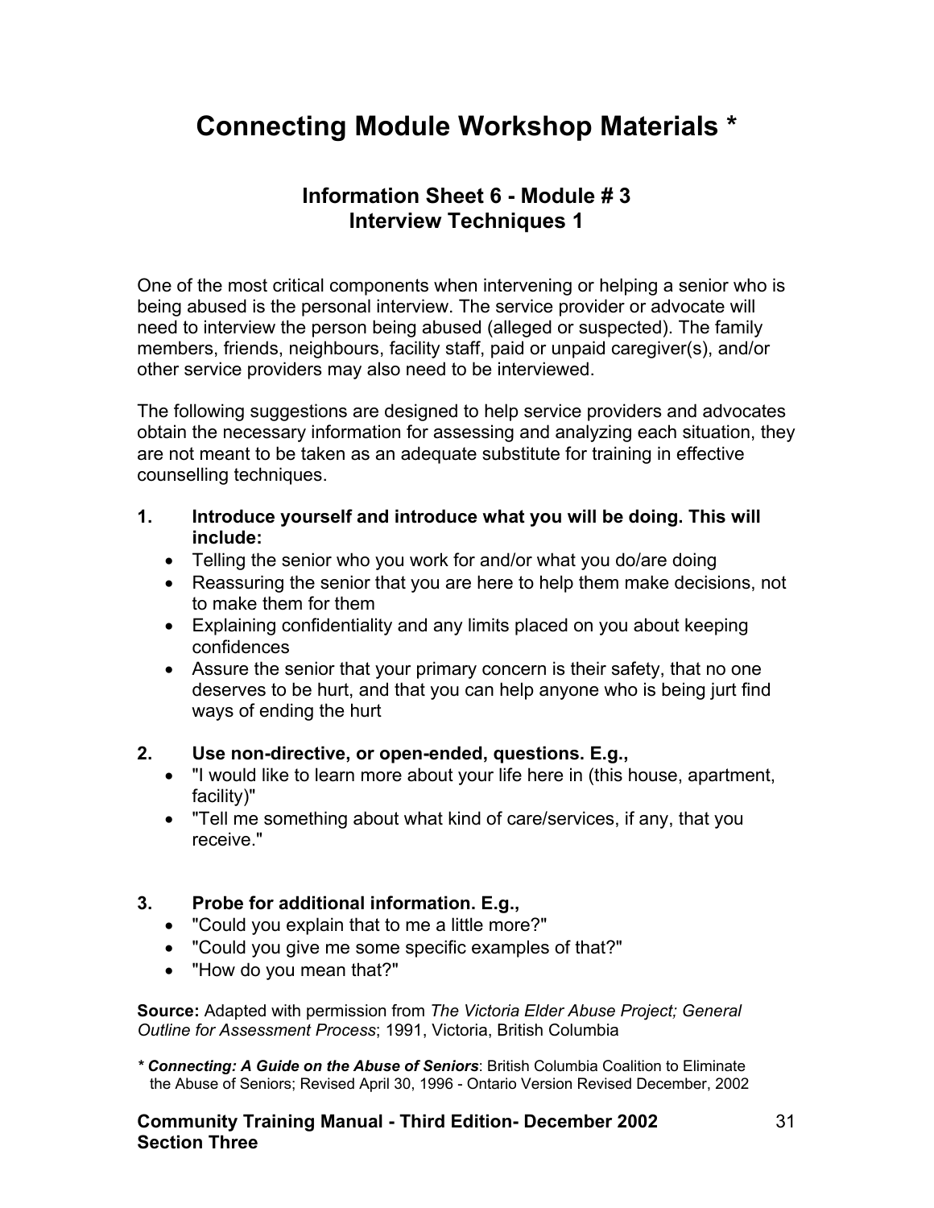# Connecting Module Workshop Materials *

## Information Sheet 6 - Module # 3
## Interview Techniques 1

One of the most critical components when intervening or helping a senior who is being abused is the personal interview. The service provider or advocate will need to interview the person being abused (alleged or suspected). The family members, friends, neighbours, facility staff, paid or unpaid caregiver(s), and/or other service providers may also need to be interviewed.

The following suggestions are designed to help service providers and advocates obtain the necessary information for assessing and analyzing each situation, they are not meant to be taken as an adequate substitute for training in effective counselling techniques.

1. **Introduce yourself and introduce what you will be doing. This will include:**
   - Telling the senior who you work for and/or what you do/are doing
   - Reassuring the senior that you are here to help them make decisions, not to make them for them
   - Explaining confidentiality and any limits placed on you about keeping confidences
   - Assure the senior that your primary concern is their safety, that no one deserves to be hurt, and that you can help anyone who is being jurt find ways of ending the hurt

2. **Use non-directive, or open-ended, questions. E.g.,**
   - "I would like to learn more about your life here in (this house, apartment, facility)"
   - "Tell me something about what kind of care/services, if any, that you receive."

3. **Probe for additional information. E.g.,**
   - "Could you explain that to me a little more?"
   - "Could you give me some specific examples of that?"
   - "How do you mean that?"

**Source:** Adapted with permission from *The Victoria Elder Abuse Project; General Outline for Assessment Process*; 1991, Victoria, British Columbia

***\* Connecting: A Guide on the Abuse of Seniors***: British Columbia Coalition to Eliminate the Abuse of Seniors; Revised April 30, 1996 - Ontario Version Revised December, 2002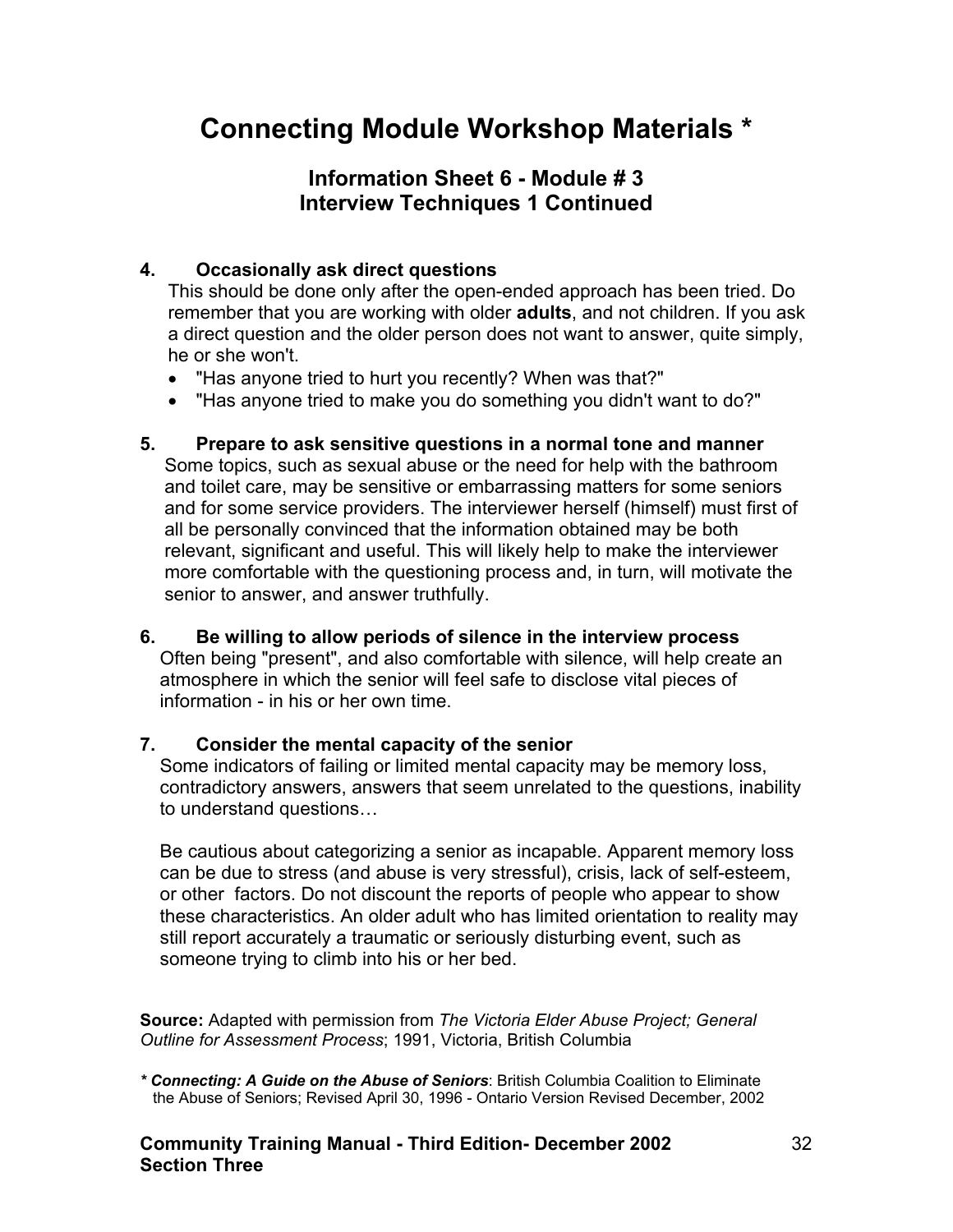# Connecting Module Workshop Materials *

## Information Sheet 6 - Module # 3
## Interview Techniques 1 Continued

**4. Occasionally ask direct questions**

This should be done only after the open-ended approach has been tried. Do remember that you are working with older **adults**, and not children. If you ask a direct question and the older person does not want to answer, quite simply, he or she won't.

- "Has anyone tried to hurt you recently? When was that?"
- "Has anyone tried to make you do something you didn't want to do?"

**5. Prepare to ask sensitive questions in a normal tone and manner**

Some topics, such as sexual abuse or the need for help with the bathroom and toilet care, may be sensitive or embarrassing matters for some seniors and for some service providers. The interviewer herself (himself) must first of all be personally convinced that the information obtained may be both relevant, significant and useful. This will likely help to make the interviewer more comfortable with the questioning process and, in turn, will motivate the senior to answer, and answer truthfully.

**6. Be willing to allow periods of silence in the interview process**

Often being "present", and also comfortable with silence, will help create an atmosphere in which the senior will feel safe to disclose vital pieces of information - in his or her own time.

**7. Consider the mental capacity of the senior**

Some indicators of failing or limited mental capacity may be memory loss, contradictory answers, answers that seem unrelated to the questions, inability to understand questions…

Be cautious about categorizing a senior as incapable. Apparent memory loss can be due to stress (and abuse is very stressful), crisis, lack of self-esteem, or other factors. Do not discount the reports of people who appear to show these characteristics. An older adult who has limited orientation to reality may still report accurately a traumatic or seriously disturbing event, such as someone trying to climb into his or her bed.

**Source:** Adapted with permission from *The Victoria Elder Abuse Project; General Outline for Assessment Process*; 1991, Victoria, British Columbia

***\* Connecting: A Guide on the Abuse of Seniors***: British Columbia Coalition to Eliminate the Abuse of Seniors; Revised April 30, 1996 - Ontario Version Revised December, 2002

**Community Training Manual - Third Edition- December 2002**
**Section Three**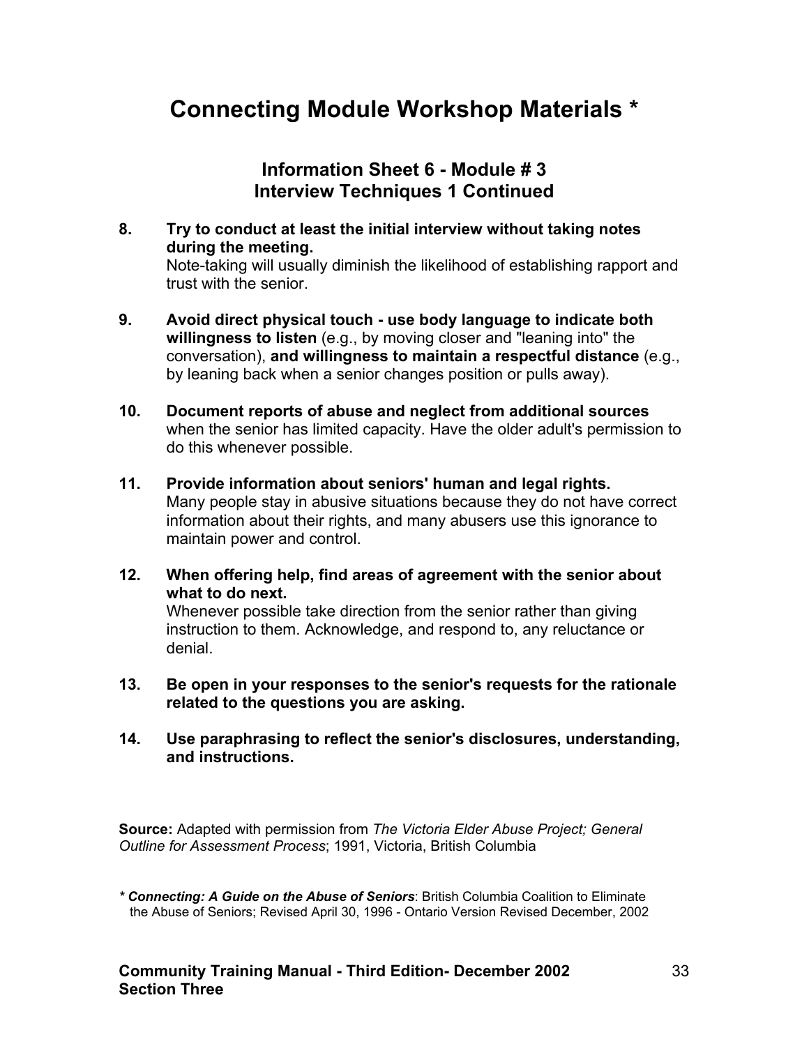# Connecting Module Workshop Materials *

### Information Sheet 6 - Module # 3
### Interview Techniques 1 Continued

8. **Try to conduct at least the initial interview without taking notes during the meeting.**
   Note-taking will usually diminish the likelihood of establishing rapport and trust with the senior.

9. **Avoid direct physical touch - use body language to indicate both willingness to listen** (e.g., by moving closer and "leaning into" the conversation), **and willingness to maintain a respectful distance** (e.g., by leaning back when a senior changes position or pulls away).

10. **Document reports of abuse and neglect from additional sources** when the senior has limited capacity. Have the older adult's permission to do this whenever possible.

11. **Provide information about seniors' human and legal rights.**
    Many people stay in abusive situations because they do not have correct information about their rights, and many abusers use this ignorance to maintain power and control.

12. **When offering help, find areas of agreement with the senior about what to do next.**
    Whenever possible take direction from the senior rather than giving instruction to them. Acknowledge, and respond to, any reluctance or denial.

13. **Be open in your responses to the senior's requests for the rationale related to the questions you are asking.**

14. **Use paraphrasing to reflect the senior's disclosures, understanding, and instructions.**

**Source:** Adapted with permission from *The Victoria Elder Abuse Project; General Outline for Assessment Process*; 1991, Victoria, British Columbia

*\* **Connecting: A Guide on the Abuse of Seniors***: British Columbia Coalition to Eliminate the Abuse of Seniors; Revised April 30, 1996 - Ontario Version Revised December, 2002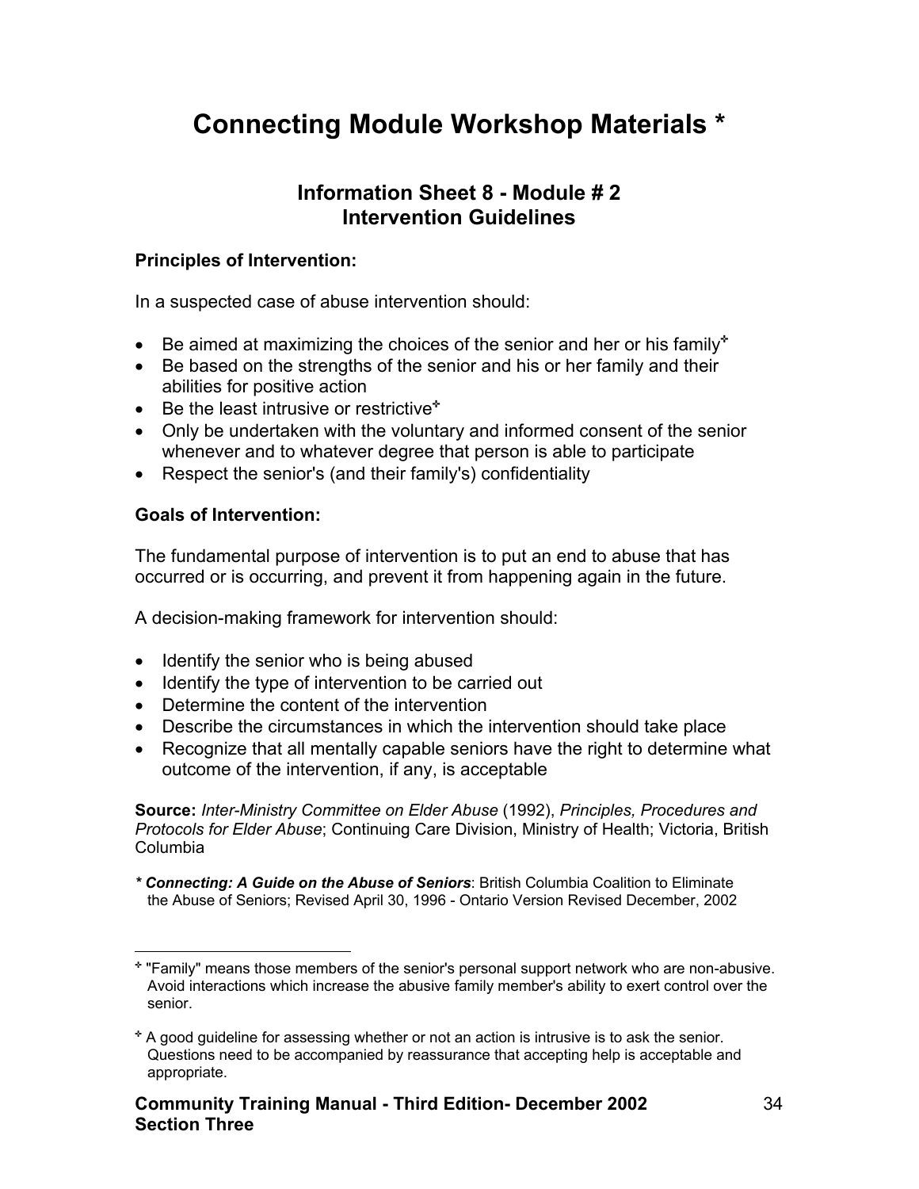# Connecting Module Workshop Materials *

## Information Sheet 8 - Module # 2
## Intervention Guidelines

**Principles of Intervention:**

In a suspected case of abuse intervention should:

- Be aimed at maximizing the choices of the senior and her or his family[✣]
- Be based on the strengths of the senior and his or her family and their abilities for positive action
- Be the least intrusive or restrictive[✣]
- Only be undertaken with the voluntary and informed consent of the senior whenever and to whatever degree that person is able to participate
- Respect the senior's (and their family's) confidentiality

**Goals of Intervention:**

The fundamental purpose of intervention is to put an end to abuse that has occurred or is occurring, and prevent it from happening again in the future.

A decision-making framework for intervention should:

- Identify the senior who is being abused
- Identify the type of intervention to be carried out
- Determine the content of the intervention
- Describe the circumstances in which the intervention should take place
- Recognize that all mentally capable seniors have the right to determine what outcome of the intervention, if any, is acceptable

**Source:** *Inter-Ministry Committee on Elder Abuse* (1992), *Principles, Procedures and Protocols for Elder Abuse*; Continuing Care Division, Ministry of Health; Victoria, British Columbia

*** Connecting: A Guide on the Abuse of Seniors***: British Columbia Coalition to Eliminate the Abuse of Seniors; Revised April 30, 1996 - Ontario Version Revised December, 2002

---

✣ "Family" means those members of the senior's personal support network who are non-abusive. Avoid interactions which increase the abusive family member's ability to exert control over the senior.

✣ A good guideline for assessing whether or not an action is intrusive is to ask the senior. Questions need to be accompanied by reassurance that accepting help is acceptable and appropriate.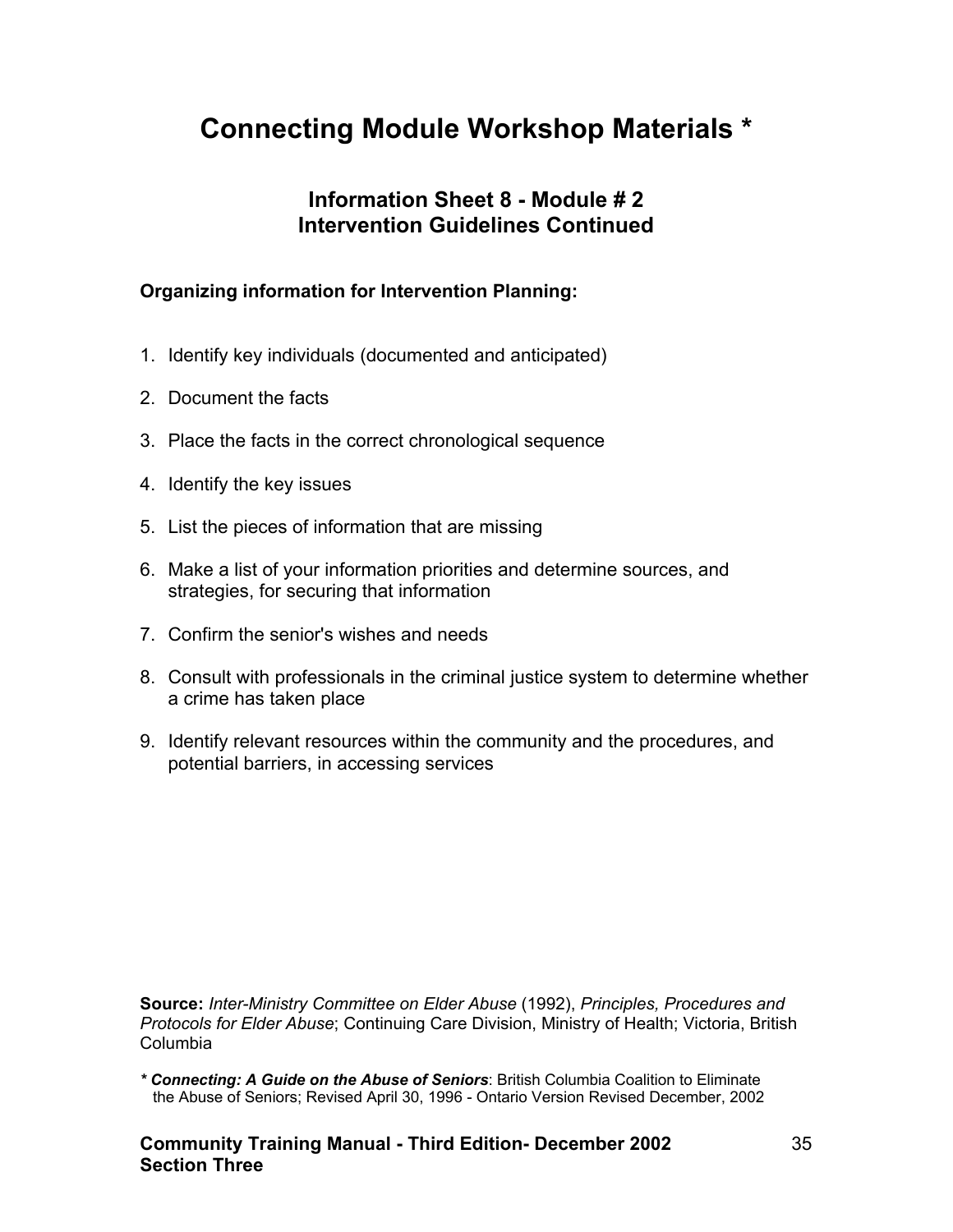# Connecting Module Workshop Materials *

## Information Sheet 8 - Module # 2
## Intervention Guidelines Continued

**Organizing information for Intervention Planning:**

1. Identify key individuals (documented and anticipated)
2. Document the facts
3. Place the facts in the correct chronological sequence
4. Identify the key issues
5. List the pieces of information that are missing
6. Make a list of your information priorities and determine sources, and strategies, for securing that information
7. Confirm the senior's wishes and needs
8. Consult with professionals in the criminal justice system to determine whether a crime has taken place
9. Identify relevant resources within the community and the procedures, and potential barriers, in accessing services

**Source:** *Inter-Ministry Committee on Elder Abuse* (1992), *Principles, Procedures and Protocols for Elder Abuse*; Continuing Care Division, Ministry of Health; Victoria, British Columbia

***\* Connecting: A Guide on the Abuse of Seniors***: British Columbia Coalition to Eliminate the Abuse of Seniors; Revised April 30, 1996 - Ontario Version Revised December, 2002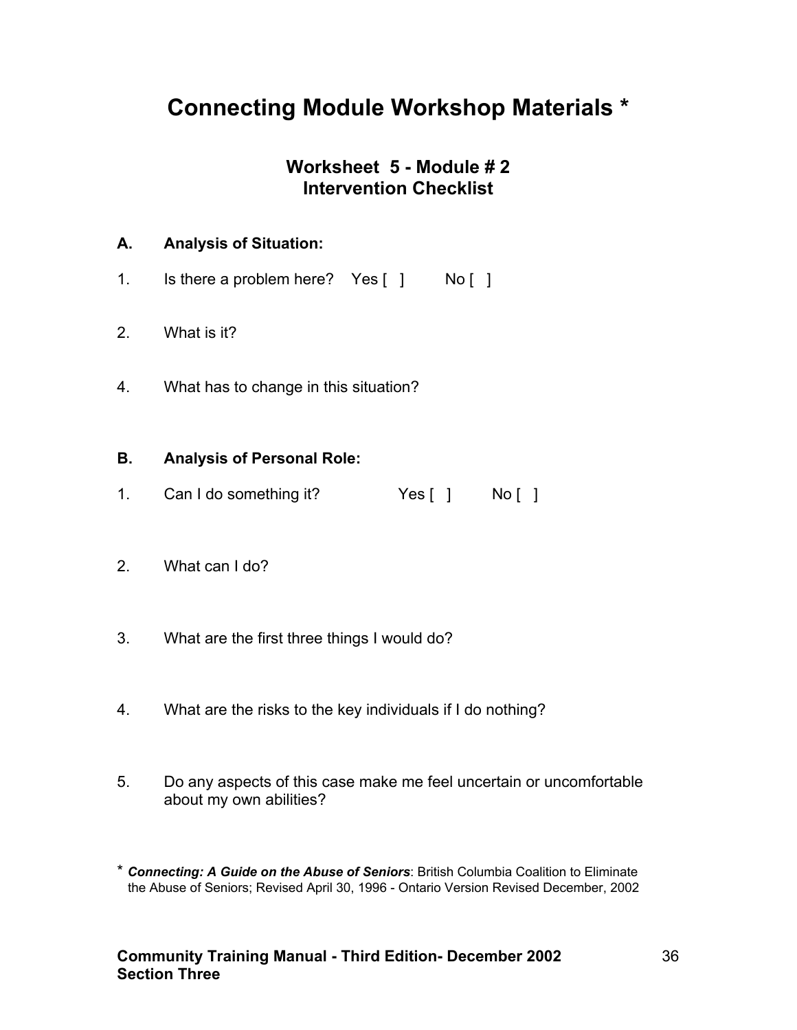# Connecting Module Workshop Materials *

## Worksheet 5 - Module # 2
## Intervention Checklist

**A. Analysis of Situation:**

1. Is there a problem here? Yes [ ] No [ ]

2. What is it?

4. What has to change in this situation?

**B. Analysis of Personal Role:**

1. Can I do something it? Yes [ ] No [ ]

2. What can I do?

3. What are the first three things I would do?

4. What are the risks to the key individuals if I do nothing?

5. Do any aspects of this case make me feel uncertain or uncomfortable about my own abilities?

\* ***Connecting: A Guide on the Abuse of Seniors***: British Columbia Coalition to Eliminate the Abuse of Seniors; Revised April 30, 1996 - Ontario Version Revised December, 2002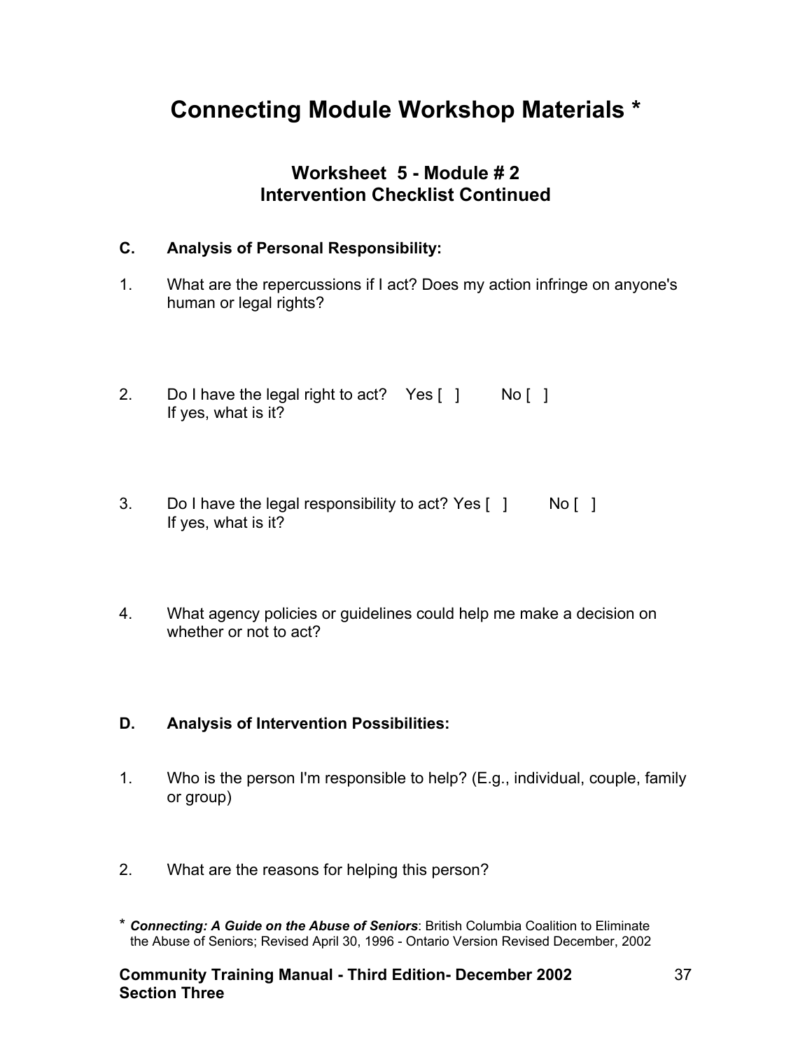# Connecting Module Workshop Materials *

## Worksheet 5 - Module # 2
## Intervention Checklist Continued

**C. Analysis of Personal Responsibility:**

1. What are the repercussions if I act? Does my action infringe on anyone's human or legal rights?

2. Do I have the legal right to act? Yes [ ] No [ ]
   If yes, what is it?

3. Do I have the legal responsibility to act? Yes [ ] No [ ]
   If yes, what is it?

4. What agency policies or guidelines could help me make a decision on whether or not to act?

**D. Analysis of Intervention Possibilities:**

1. Who is the person I'm responsible to help? (E.g., individual, couple, family or group)

2. What are the reasons for helping this person?

\* ***Connecting: A Guide on the Abuse of Seniors***: British Columbia Coalition to Eliminate the Abuse of Seniors; Revised April 30, 1996 - Ontario Version Revised December, 2002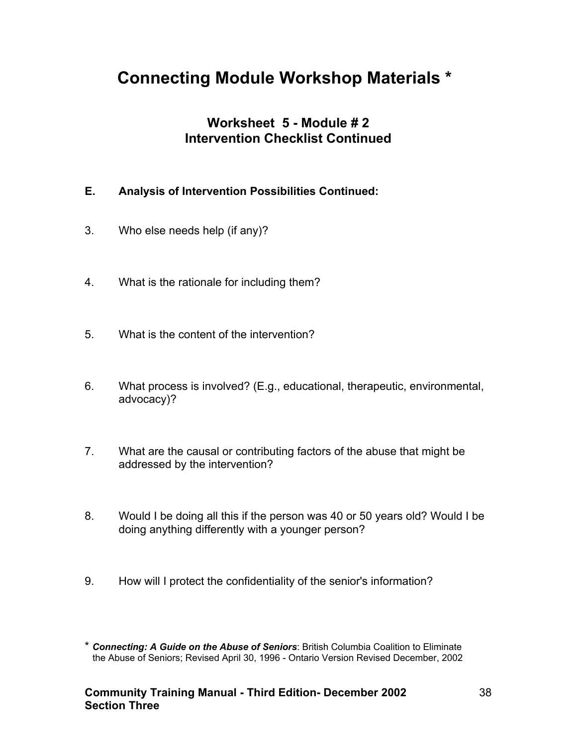# Connecting Module Workshop Materials *

### Worksheet 5 - Module # 2
### Intervention Checklist Continued

**E. Analysis of Intervention Possibilities Continued:**

3. Who else needs help (if any)?

4. What is the rationale for including them?

5. What is the content of the intervention?

6. What process is involved? (E.g., educational, therapeutic, environmental, advocacy)?

7. What are the causal or contributing factors of the abuse that might be addressed by the intervention?

8. Would I be doing all this if the person was 40 or 50 years old? Would I be doing anything differently with a younger person?

9. How will I protect the confidentiality of the senior's information?

\* ***Connecting: A Guide on the Abuse of Seniors***: British Columbia Coalition to Eliminate the Abuse of Seniors; Revised April 30, 1996 - Ontario Version Revised December, 2002

**Community Training Manual - Third Edition- December 2002**
**Section Three**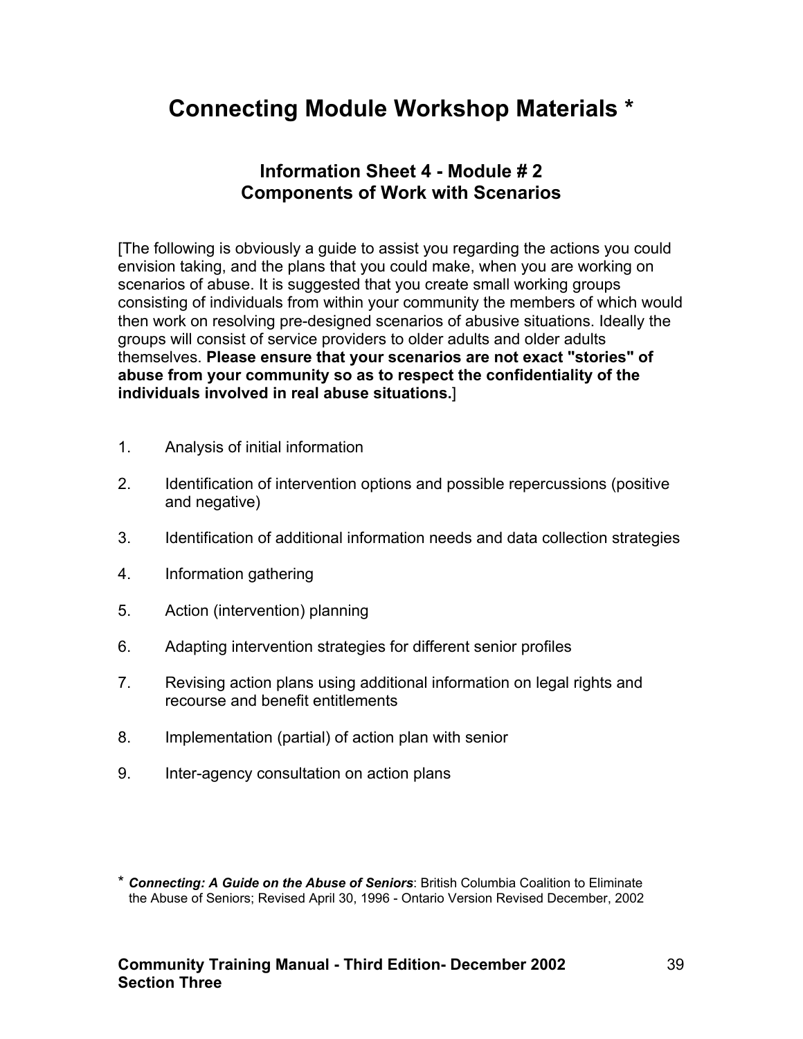# Connecting Module Workshop Materials *

## Information Sheet 4 - Module # 2
## Components of Work with Scenarios

[The following is obviously a guide to assist you regarding the actions you could envision taking, and the plans that you could make, when you are working on scenarios of abuse. It is suggested that you create small working groups consisting of individuals from within your community the members of which would then work on resolving pre-designed scenarios of abusive situations. Ideally the groups will consist of service providers to older adults and older adults themselves. **Please ensure that your scenarios are not exact "stories" of abuse from your community so as to respect the confidentiality of the individuals involved in real abuse situations.**]

1. Analysis of initial information
2. Identification of intervention options and possible repercussions (positive and negative)
3. Identification of additional information needs and data collection strategies
4. Information gathering
5. Action (intervention) planning
6. Adapting intervention strategies for different senior profiles
7. Revising action plans using additional information on legal rights and recourse and benefit entitlements
8. Implementation (partial) of action plan with senior
9. Inter-agency consultation on action plans

* ***Connecting: A Guide on the Abuse of Seniors***: British Columbia Coalition to Eliminate the Abuse of Seniors; Revised April 30, 1996 - Ontario Version Revised December, 2002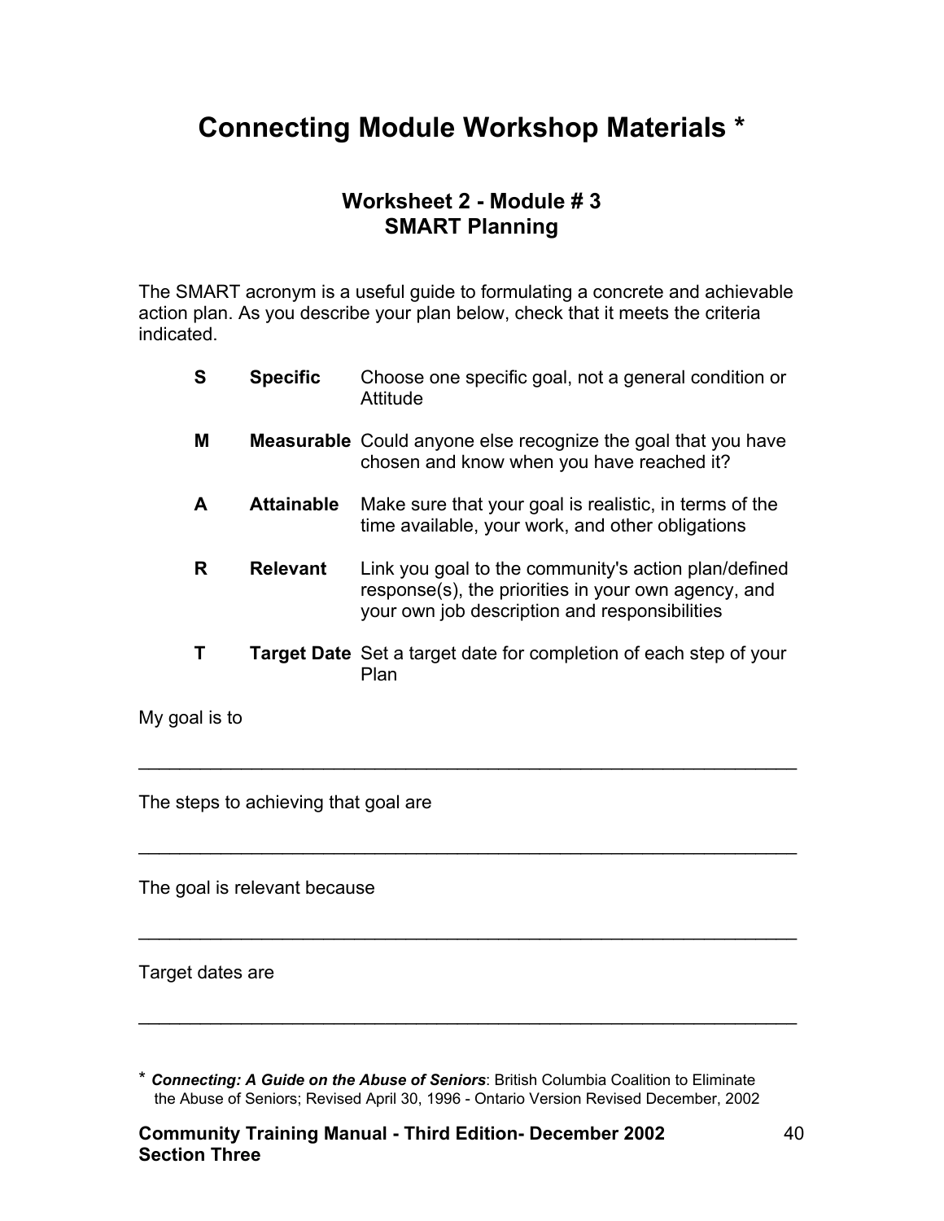# Connecting Module Workshop Materials *

### Worksheet 2 - Module # 3
### SMART Planning

The SMART acronym is a useful guide to formulating a concrete and achievable action plan. As you describe your plan below, check that it meets the criteria indicated.

| | | |
|---|---|---|
| **S** | **Specific** | Choose one specific goal, not a general condition or Attitude |
| **M** | **Measurable** | Could anyone else recognize the goal that you have chosen and know when you have reached it? |
| **A** | **Attainable** | Make sure that your goal is realistic, in terms of the time available, your work, and other obligations |
| **R** | **Relevant** | Link you goal to the community's action plan/defined response(s), the priorities in your own agency, and your own job description and responsibilities |
| **T** | **Target Date** | Set a target date for completion of each step of your Plan |

My goal is to

_________________________________________________________________

The steps to achieving that goal are

_________________________________________________________________

The goal is relevant because

_________________________________________________________________

Target dates are

_________________________________________________________________

\* ***Connecting: A Guide on the Abuse of Seniors***: British Columbia Coalition to Eliminate the Abuse of Seniors; Revised April 30, 1996 - Ontario Version Revised December, 2002